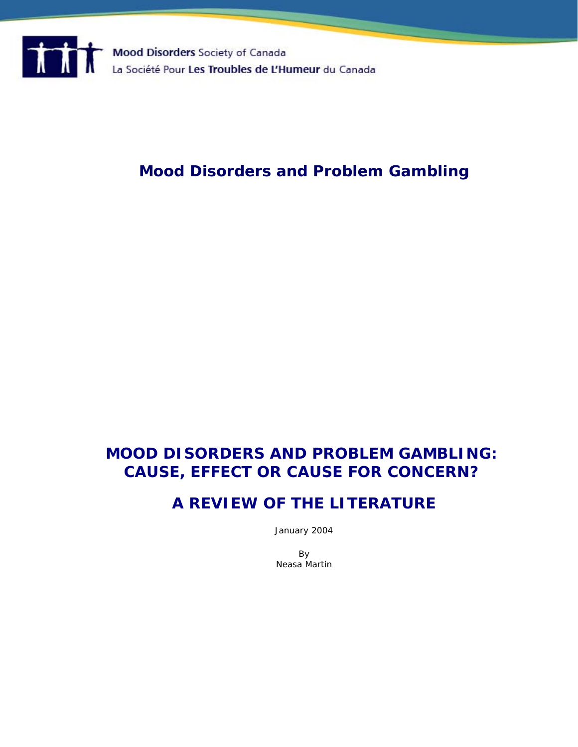Mood Disorders Society of Canada
La Société Pour Les Troubles de L'Humeur du Canada

# Mood Disorders and Problem Gambling

## MOOD DISORDERS AND PROBLEM GAMBLING: CAUSE, EFFECT OR CAUSE FOR CONCERN?

## A REVIEW OF THE LITERATURE

January 2004

By
Neasa Martin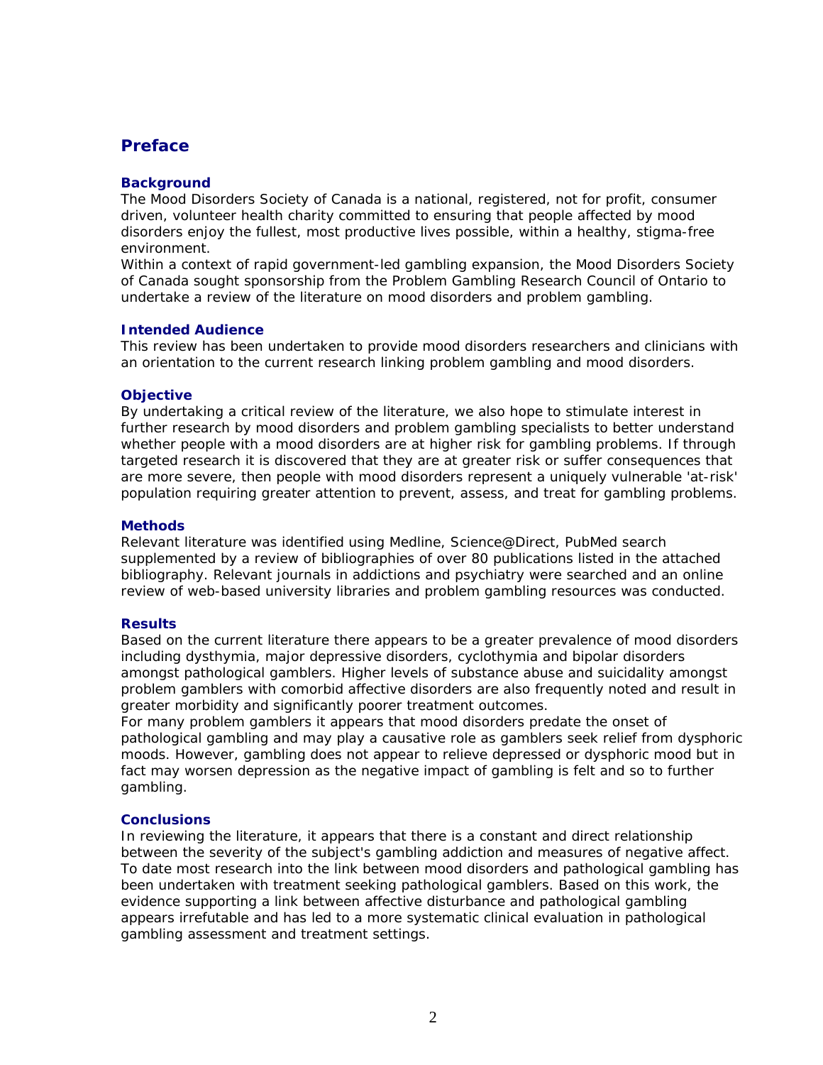## Preface

### Background

The Mood Disorders Society of Canada is a national, registered, not for profit, consumer driven, volunteer health charity committed to ensuring that people affected by mood disorders enjoy the fullest, most productive lives possible, within a healthy, stigma-free environment.

Within a context of rapid government-led gambling expansion, the Mood Disorders Society of Canada sought sponsorship from the Problem Gambling Research Council of Ontario to undertake a review of the literature on mood disorders and problem gambling.

### Intended Audience

This review has been undertaken to provide mood disorders researchers and clinicians with an orientation to the current research linking problem gambling and mood disorders.

### Objective

By undertaking a critical review of the literature, we also hope to stimulate interest in further research by mood disorders and problem gambling specialists to better understand whether people with a mood disorders are at higher risk for gambling problems. If through targeted research it is discovered that they are at greater risk or suffer consequences that are more severe, then people with mood disorders represent a uniquely vulnerable 'at-risk' population requiring greater attention to prevent, assess, and treat for gambling problems.

### Methods

Relevant literature was identified using Medline, Science@Direct, PubMed search supplemented by a review of bibliographies of over 80 publications listed in the attached bibliography. Relevant journals in addictions and psychiatry were searched and an online review of web-based university libraries and problem gambling resources was conducted.

### Results

Based on the current literature there appears to be a greater prevalence of mood disorders including dysthymia, major depressive disorders, cyclothymia and bipolar disorders amongst pathological gamblers. Higher levels of substance abuse and suicidality amongst problem gamblers with comorbid affective disorders are also frequently noted and result in greater morbidity and significantly poorer treatment outcomes.

For many problem gamblers it appears that mood disorders predate the onset of pathological gambling and may play a causative role as gamblers seek relief from dysphoric moods. However, gambling does not appear to relieve depressed or dysphoric mood but in fact may worsen depression as the negative impact of gambling is felt and so to further gambling.

### Conclusions

In reviewing the literature, it appears that there is a constant and direct relationship between the severity of the subject's gambling addiction and measures of negative affect. To date most research into the link between mood disorders and pathological gambling has been undertaken with treatment seeking pathological gamblers. Based on this work, the evidence supporting a link between affective disturbance and pathological gambling appears irrefutable and has led to a more systematic clinical evaluation in pathological gambling assessment and treatment settings.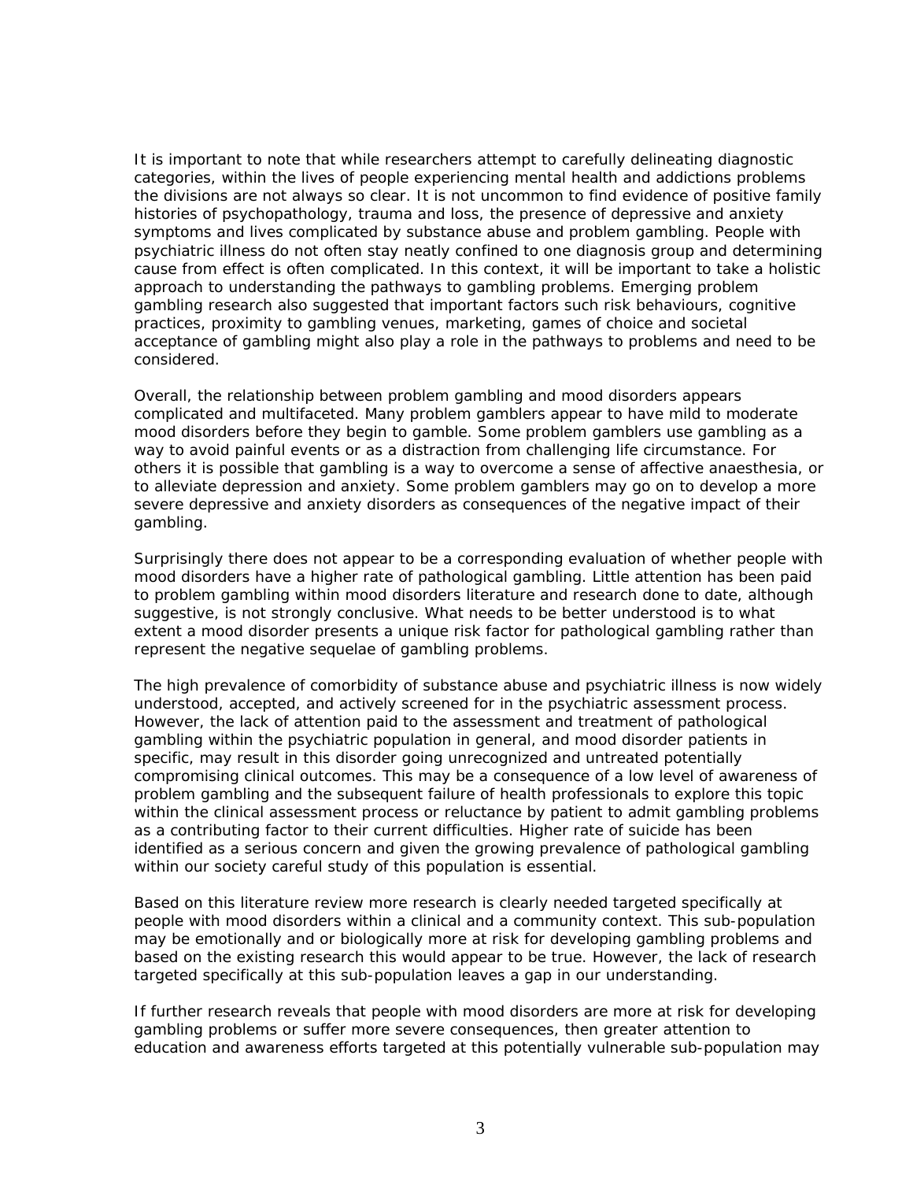It is important to note that while researchers attempt to carefully delineating diagnostic categories, within the lives of people experiencing mental health and addictions problems the divisions are not always so clear. It is not uncommon to find evidence of positive family histories of psychopathology, trauma and loss, the presence of depressive and anxiety symptoms and lives complicated by substance abuse and problem gambling. People with psychiatric illness do not often stay neatly confined to one diagnosis group and determining cause from effect is often complicated. In this context, it will be important to take a holistic approach to understanding the pathways to gambling problems. Emerging problem gambling research also suggested that important factors such risk behaviours, cognitive practices, proximity to gambling venues, marketing, games of choice and societal acceptance of gambling might also play a role in the pathways to problems and need to be considered.

Overall, the relationship between problem gambling and mood disorders appears complicated and multifaceted. Many problem gamblers appear to have mild to moderate mood disorders before they begin to gamble. Some problem gamblers use gambling as a way to avoid painful events or as a distraction from challenging life circumstance. For others it is possible that gambling is a way to overcome a sense of affective anaesthesia, or to alleviate depression and anxiety. Some problem gamblers may go on to develop a more severe depressive and anxiety disorders as consequences of the negative impact of their gambling.

Surprisingly there does not appear to be a corresponding evaluation of whether people with mood disorders have a higher rate of pathological gambling. Little attention has been paid to problem gambling within mood disorders literature and research done to date, although suggestive, is not strongly conclusive. What needs to be better understood is to what extent a mood disorder presents a unique risk factor for pathological gambling rather than represent the negative sequelae of gambling problems.

The high prevalence of comorbidity of substance abuse and psychiatric illness is now widely understood, accepted, and actively screened for in the psychiatric assessment process. However, the lack of attention paid to the assessment and treatment of pathological gambling within the psychiatric population in general, and mood disorder patients in specific, may result in this disorder going unrecognized and untreated potentially compromising clinical outcomes. This may be a consequence of a low level of awareness of problem gambling and the subsequent failure of health professionals to explore this topic within the clinical assessment process or reluctance by patient to admit gambling problems as a contributing factor to their current difficulties. Higher rate of suicide has been identified as a serious concern and given the growing prevalence of pathological gambling within our society careful study of this population is essential.

Based on this literature review more research is clearly needed targeted specifically at people with mood disorders within a clinical and a community context. This sub-population may be emotionally and or biologically more at risk for developing gambling problems and based on the existing research this would appear to be true. However, the lack of research targeted specifically at this sub-population leaves a gap in our understanding.

If further research reveals that people with mood disorders are more at risk for developing gambling problems or suffer more severe consequences, then greater attention to education and awareness efforts targeted at this potentially vulnerable sub-population may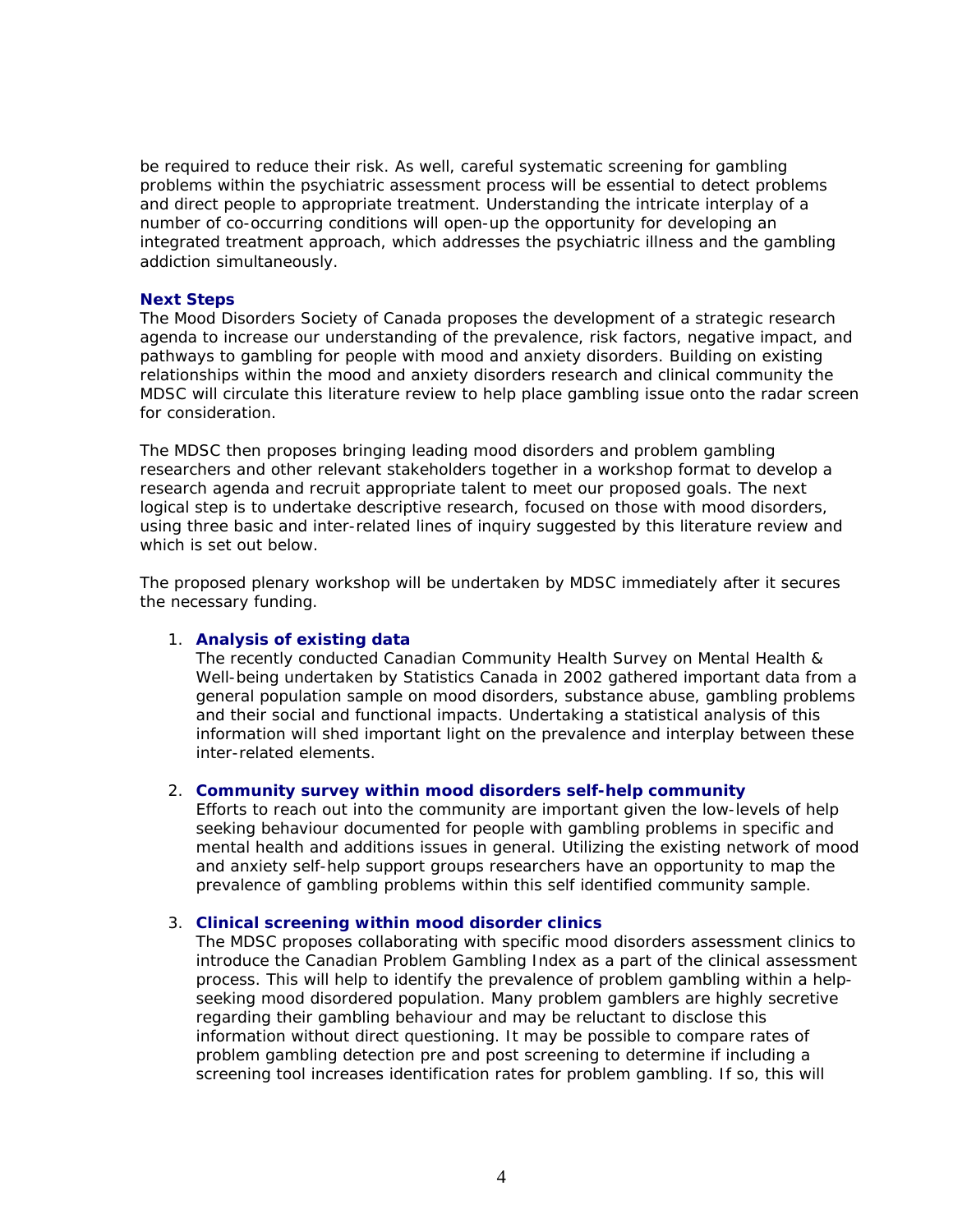be required to reduce their risk. As well, careful systematic screening for gambling problems within the psychiatric assessment process will be essential to detect problems and direct people to appropriate treatment. Understanding the intricate interplay of a number of co-occurring conditions will open-up the opportunity for developing an integrated treatment approach, which addresses the psychiatric illness and the gambling addiction simultaneously.

### Next Steps

The Mood Disorders Society of Canada proposes the development of a strategic research agenda to increase our understanding of the prevalence, risk factors, negative impact, and pathways to gambling for people with mood and anxiety disorders. Building on existing relationships within the mood and anxiety disorders research and clinical community the MDSC will circulate this literature review to help place gambling issue onto the radar screen for consideration.

The MDSC then proposes bringing leading mood disorders and problem gambling researchers and other relevant stakeholders together in a workshop format to develop a research agenda and recruit appropriate talent to meet our proposed goals. The next logical step is to undertake descriptive research, focused on those with mood disorders, using three basic and inter-related lines of inquiry suggested by this literature review and which is set out below.

The proposed plenary workshop will be undertaken by MDSC immediately after it secures the necessary funding.

1. **Analysis of existing data**
   The recently conducted Canadian Community Health Survey on Mental Health & Well-being undertaken by Statistics Canada in 2002 gathered important data from a general population sample on mood disorders, substance abuse, gambling problems and their social and functional impacts. Undertaking a statistical analysis of this information will shed important light on the prevalence and interplay between these inter-related elements.

2. **Community survey within mood disorders self-help community**
   Efforts to reach out into the community are important given the low-levels of help seeking behaviour documented for people with gambling problems in specific and mental health and additions issues in general. Utilizing the existing network of mood and anxiety self-help support groups researchers have an opportunity to map the prevalence of gambling problems within this self identified community sample.

3. **Clinical screening within mood disorder clinics**
   The MDSC proposes collaborating with specific mood disorders assessment clinics to introduce the Canadian Problem Gambling Index as a part of the clinical assessment process. This will help to identify the prevalence of problem gambling within a help-seeking mood disordered population. Many problem gamblers are highly secretive regarding their gambling behaviour and may be reluctant to disclose this information without direct questioning. It may be possible to compare rates of problem gambling detection pre and post screening to determine if including a screening tool increases identification rates for problem gambling. If so, this will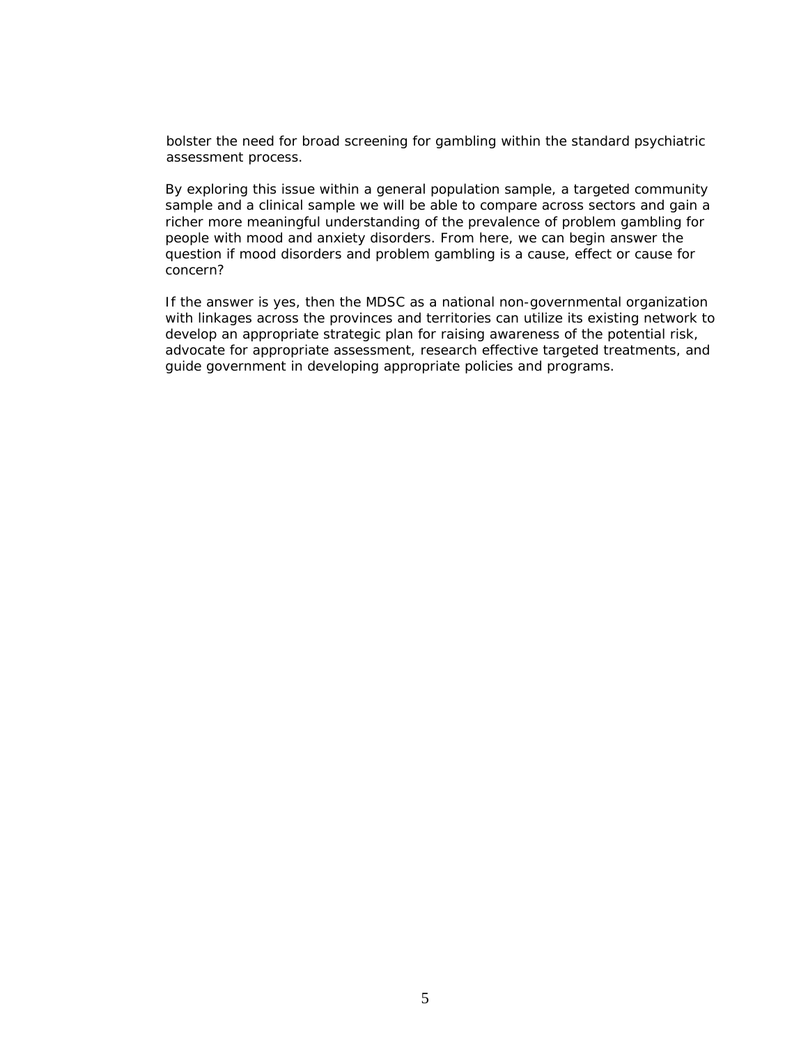bolster the need for broad screening for gambling within the standard psychiatric assessment process.

By exploring this issue within a general population sample, a targeted community sample and a clinical sample we will be able to compare across sectors and gain a richer more meaningful understanding of the prevalence of problem gambling for people with mood and anxiety disorders. From here, we can begin answer the question if mood disorders and problem gambling is a cause, effect or cause for concern?

If the answer is yes, then the MDSC as a national non-governmental organization with linkages across the provinces and territories can utilize its existing network to develop an appropriate strategic plan for raising awareness of the potential risk, advocate for appropriate assessment, research effective targeted treatments, and guide government in developing appropriate policies and programs.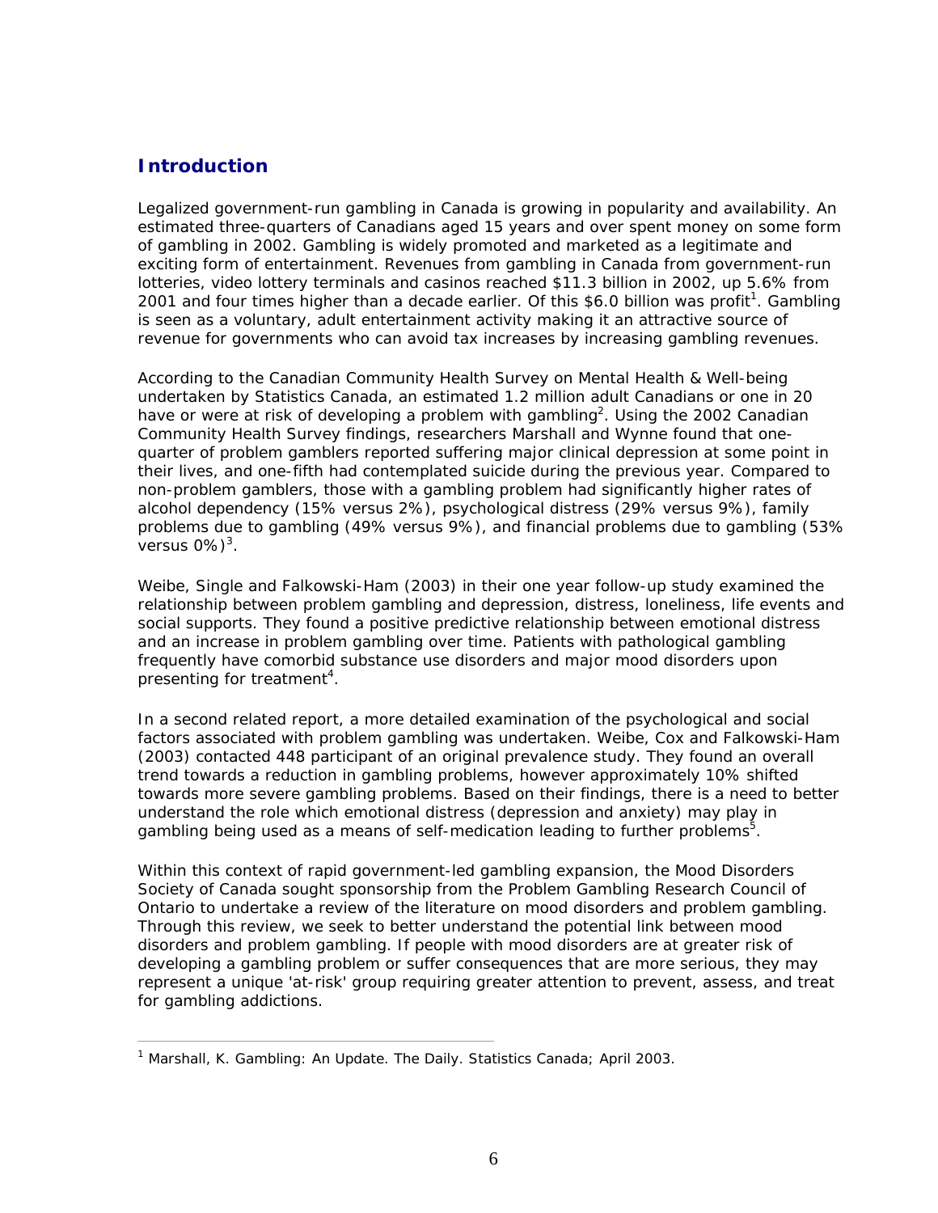## Introduction

Legalized government-run gambling in Canada is growing in popularity and availability. An estimated three-quarters of Canadians aged 15 years and over spent money on some form of gambling in 2002. Gambling is widely promoted and marketed as a legitimate and exciting form of entertainment. Revenues from gambling in Canada from government-run lotteries, video lottery terminals and casinos reached $11.3 billion in 2002, up 5.6% from 2001 and four times higher than a decade earlier. Of this $6.0 billion was profit[1]. Gambling is seen as a voluntary, adult entertainment activity making it an attractive source of revenue for governments who can avoid tax increases by increasing gambling revenues.

According to the Canadian Community Health Survey on Mental Health & Well-being undertaken by Statistics Canada, an estimated 1.2 million adult Canadians or one in 20 have or were at risk of developing a problem with gambling[2]. Using the 2002 Canadian Community Health Survey findings, researchers Marshall and Wynne found that one-quarter of problem gamblers reported suffering major clinical depression at some point in their lives, and one-fifth had contemplated suicide during the previous year. Compared to non-problem gamblers, those with a gambling problem had significantly higher rates of alcohol dependency (15% versus 2%), psychological distress (29% versus 9%), family problems due to gambling (49% versus 9%), and financial problems due to gambling (53% versus 0%)[3].

Weibe, Single and Falkowski-Ham (2003) in their one year follow-up study examined the relationship between problem gambling and depression, distress, loneliness, life events and social supports. They found a positive predictive relationship between emotional distress and an increase in problem gambling over time. Patients with pathological gambling frequently have comorbid substance use disorders and major mood disorders upon presenting for treatment[4].

In a second related report, a more detailed examination of the psychological and social factors associated with problem gambling was undertaken. Weibe, Cox and Falkowski-Ham (2003) contacted 448 participant of an original prevalence study. They found an overall trend towards a reduction in gambling problems, however approximately 10% shifted towards more severe gambling problems. Based on their findings, there is a need to better understand the role which emotional distress (depression and anxiety) may play in gambling being used as a means of self-medication leading to further problems[5].

Within this context of rapid government-led gambling expansion, the Mood Disorders Society of Canada sought sponsorship from the Problem Gambling Research Council of Ontario to undertake a review of the literature on mood disorders and problem gambling. Through this review, we seek to better understand the potential link between mood disorders and problem gambling. If people with mood disorders are at greater risk of developing a gambling problem or suffer consequences that are more serious, they may represent a unique 'at-risk' group requiring greater attention to prevent, assess, and treat for gambling addictions.

---

[1] Marshall, K. Gambling: An Update. The Daily. Statistics Canada; April 2003.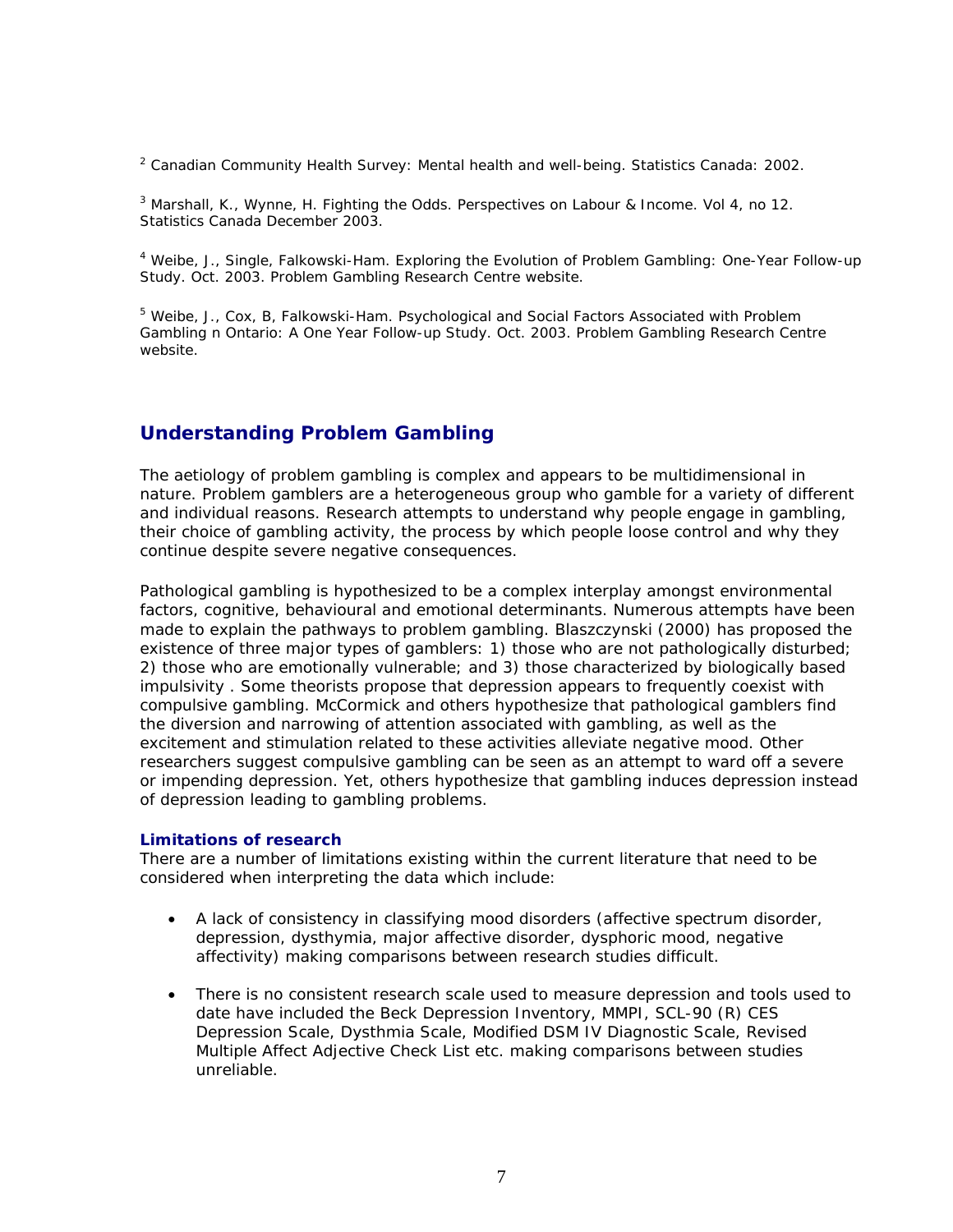[2] Canadian Community Health Survey: Mental health and well-being. Statistics Canada: 2002.

[3] Marshall, K., Wynne, H. Fighting the Odds. Perspectives on Labour & Income. Vol 4, no 12. Statistics Canada December 2003.

[4] Weibe, J., Single, Falkowski-Ham. Exploring the Evolution of Problem Gambling: One-Year Follow-up Study. Oct. 2003. Problem Gambling Research Centre website.

[5] Weibe, J., Cox, B, Falkowski-Ham. Psychological and Social Factors Associated with Problem Gambling n Ontario: A One Year Follow-up Study. Oct. 2003. Problem Gambling Research Centre website.

## Understanding Problem Gambling

The aetiology of problem gambling is complex and appears to be multidimensional in nature. Problem gamblers are a heterogeneous group who gamble for a variety of different and individual reasons. Research attempts to understand why people engage in gambling, their choice of gambling activity, the process by which people loose control and why they continue despite severe negative consequences.

Pathological gambling is hypothesized to be a complex interplay amongst environmental factors, cognitive, behavioural and emotional determinants. Numerous attempts have been made to explain the pathways to problem gambling. Blaszczynski (2000) has proposed the existence of three major types of gamblers: 1) those who are not pathologically disturbed; 2) those who are emotionally vulnerable; and 3) those characterized by biologically based impulsivity . Some theorists propose that depression appears to frequently coexist with compulsive gambling. McCormick and others hypothesize that pathological gamblers find the diversion and narrowing of attention associated with gambling, as well as the excitement and stimulation related to these activities alleviate negative mood. Other researchers suggest compulsive gambling can be seen as an attempt to ward off a severe or impending depression. Yet, others hypothesize that gambling induces depression instead of depression leading to gambling problems.

### Limitations of research

There are a number of limitations existing within the current literature that need to be considered when interpreting the data which include:

- A lack of consistency in classifying mood disorders (affective spectrum disorder, depression, dysthymia, major affective disorder, dysphoric mood, negative affectivity) making comparisons between research studies difficult.
- There is no consistent research scale used to measure depression and tools used to date have included the Beck Depression Inventory, MMPI, SCL-90 (R) CES Depression Scale, Dysthmia Scale, Modified DSM IV Diagnostic Scale, Revised Multiple Affect Adjective Check List etc. making comparisons between studies unreliable.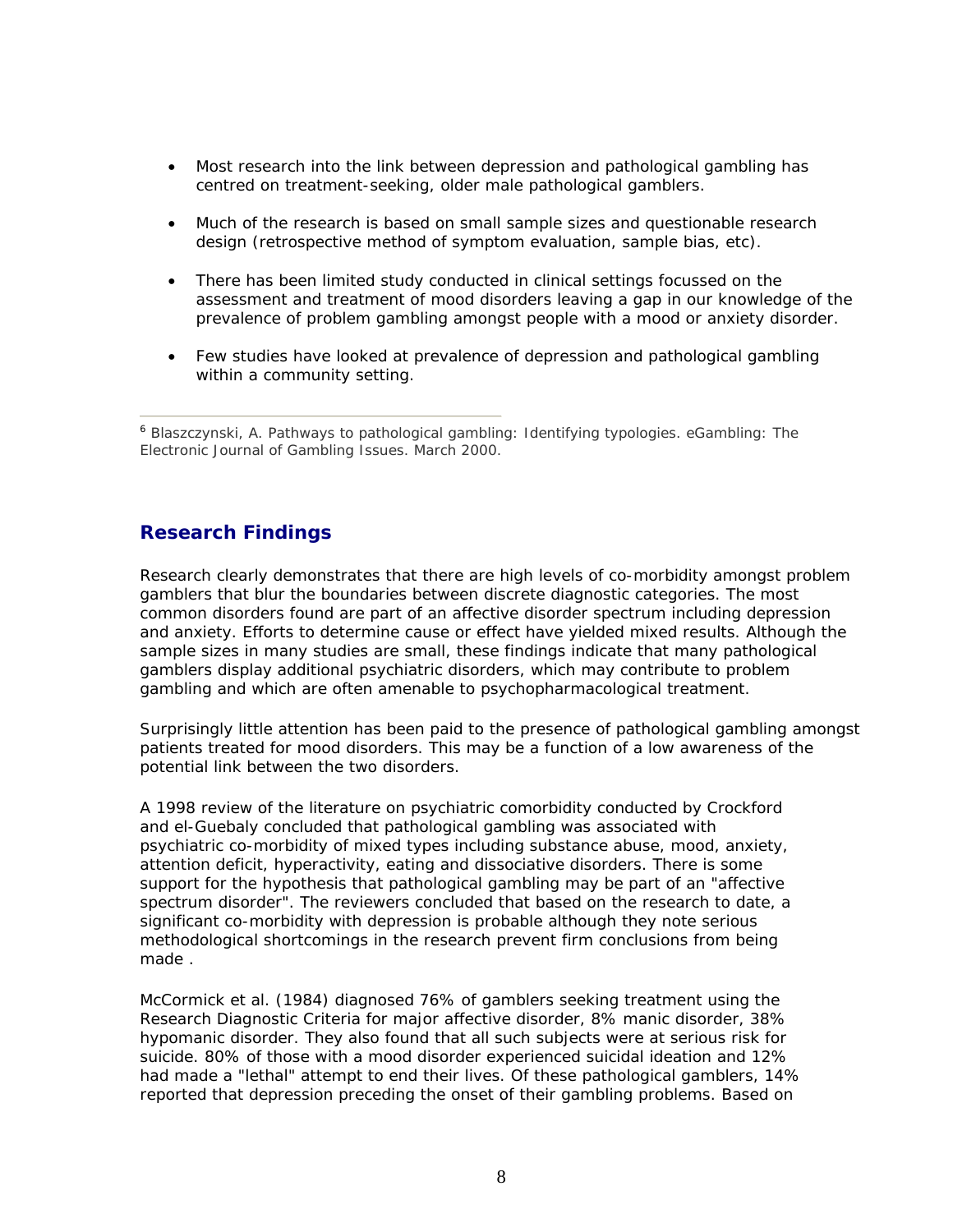- Most research into the link between depression and pathological gambling has centred on treatment-seeking, older male pathological gamblers.
- Much of the research is based on small sample sizes and questionable research design (retrospective method of symptom evaluation, sample bias, etc).
- There has been limited study conducted in clinical settings focussed on the assessment and treatment of mood disorders leaving a gap in our knowledge of the prevalence of problem gambling amongst people with a mood or anxiety disorder.
- Few studies have looked at prevalence of depression and pathological gambling within a community setting.

[6] Blaszczynski, A. Pathways to pathological gambling: Identifying typologies. eGambling: The Electronic Journal of Gambling Issues. March 2000.

## Research Findings

Research clearly demonstrates that there are high levels of co-morbidity amongst problem gamblers that blur the boundaries between discrete diagnostic categories. The most common disorders found are part of an affective disorder spectrum including depression and anxiety. Efforts to determine cause or effect have yielded mixed results. Although the sample sizes in many studies are small, these findings indicate that many pathological gamblers display additional psychiatric disorders, which may contribute to problem gambling and which are often amenable to psychopharmacological treatment.

Surprisingly little attention has been paid to the presence of pathological gambling amongst patients treated for mood disorders. This may be a function of a low awareness of the potential link between the two disorders.

A 1998 review of the literature on psychiatric comorbidity conducted by Crockford and el-Guebaly concluded that pathological gambling was associated with psychiatric co-morbidity of mixed types including substance abuse, mood, anxiety, attention deficit, hyperactivity, eating and dissociative disorders. There is some support for the hypothesis that pathological gambling may be part of an "affective spectrum disorder". The reviewers concluded that based on the research to date, a significant co-morbidity with depression is probable although they note serious methodological shortcomings in the research prevent firm conclusions from being made .

McCormick et al. (1984) diagnosed 76% of gamblers seeking treatment using the Research Diagnostic Criteria for major affective disorder, 8% manic disorder, 38% hypomanic disorder. They also found that all such subjects were at serious risk for suicide. 80% of those with a mood disorder experienced suicidal ideation and 12% had made a "lethal" attempt to end their lives. Of these pathological gamblers, 14% reported that depression preceding the onset of their gambling problems. Based on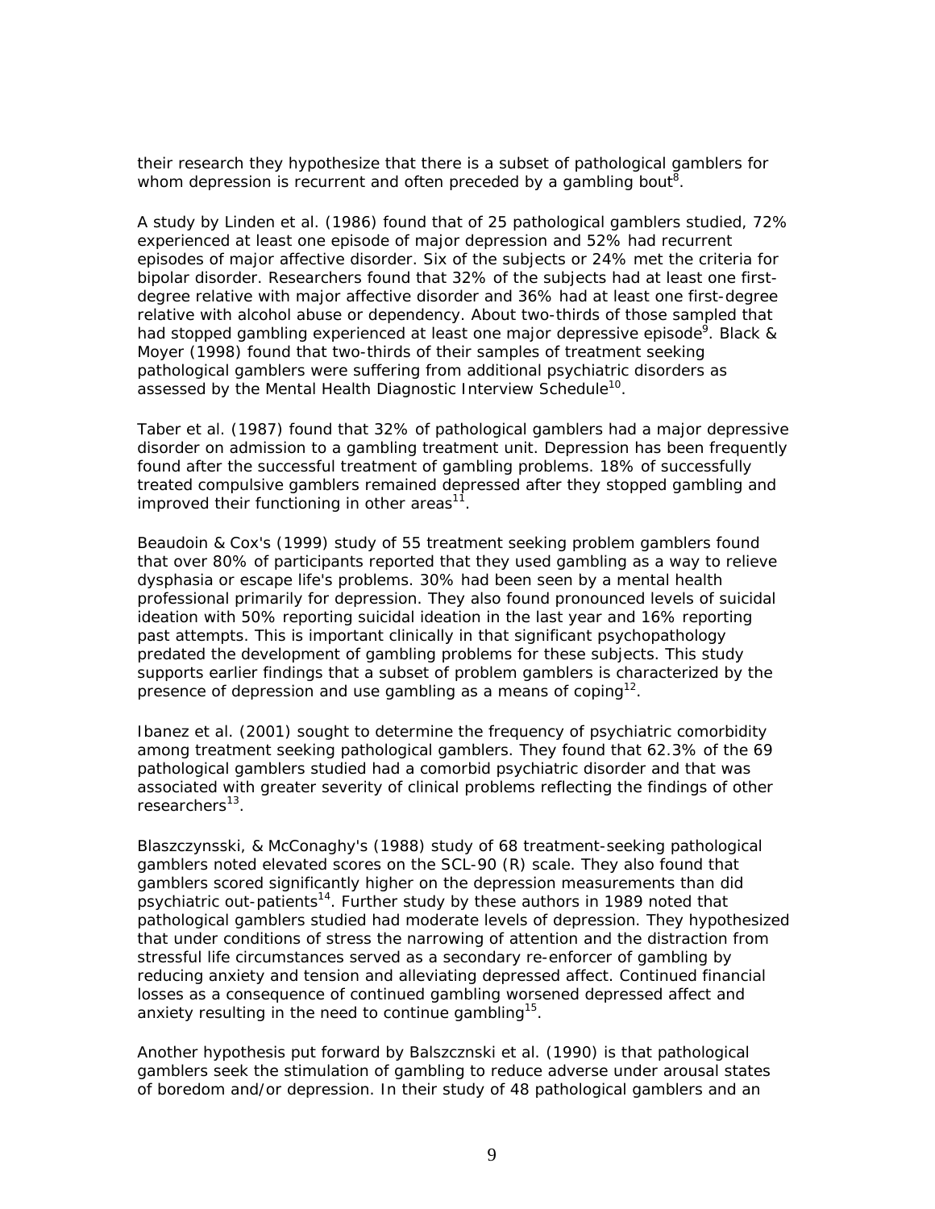their research they hypothesize that there is a subset of pathological gamblers for whom depression is recurrent and often preceded by a gambling bout[8].

A study by Linden et al. (1986) found that of 25 pathological gamblers studied, 72% experienced at least one episode of major depression and 52% had recurrent episodes of major affective disorder. Six of the subjects or 24% met the criteria for bipolar disorder. Researchers found that 32% of the subjects had at least one first-degree relative with major affective disorder and 36% had at least one first-degree relative with alcohol abuse or dependency. About two-thirds of those sampled that had stopped gambling experienced at least one major depressive episode[9]. Black & Moyer (1998) found that two-thirds of their samples of treatment seeking pathological gamblers were suffering from additional psychiatric disorders as assessed by the Mental Health Diagnostic Interview Schedule[10].

Taber et al. (1987) found that 32% of pathological gamblers had a major depressive disorder on admission to a gambling treatment unit. Depression has been frequently found after the successful treatment of gambling problems. 18% of successfully treated compulsive gamblers remained depressed after they stopped gambling and improved their functioning in other areas[11].

Beaudoin & Cox's (1999) study of 55 treatment seeking problem gamblers found that over 80% of participants reported that they used gambling as a way to relieve dysphasia or escape life's problems. 30% had been seen by a mental health professional primarily for depression. They also found pronounced levels of suicidal ideation with 50% reporting suicidal ideation in the last year and 16% reporting past attempts. This is important clinically in that significant psychopathology predated the development of gambling problems for these subjects. This study supports earlier findings that a subset of problem gamblers is characterized by the presence of depression and use gambling as a means of coping[12].

Ibanez et al. (2001) sought to determine the frequency of psychiatric comorbidity among treatment seeking pathological gamblers. They found that 62.3% of the 69 pathological gamblers studied had a comorbid psychiatric disorder and that was associated with greater severity of clinical problems reflecting the findings of other researchers[13].

Blaszczynsski, & McConaghy's (1988) study of 68 treatment-seeking pathological gamblers noted elevated scores on the SCL-90 (R) scale. They also found that gamblers scored significantly higher on the depression measurements than did psychiatric out-patients[14]. Further study by these authors in 1989 noted that pathological gamblers studied had moderate levels of depression. They hypothesized that under conditions of stress the narrowing of attention and the distraction from stressful life circumstances served as a secondary re-enforcer of gambling by reducing anxiety and tension and alleviating depressed affect. Continued financial losses as a consequence of continued gambling worsened depressed affect and anxiety resulting in the need to continue gambling[15].

Another hypothesis put forward by Balszcznski et al. (1990) is that pathological gamblers seek the stimulation of gambling to reduce adverse under arousal states of boredom and/or depression. In their study of 48 pathological gamblers and an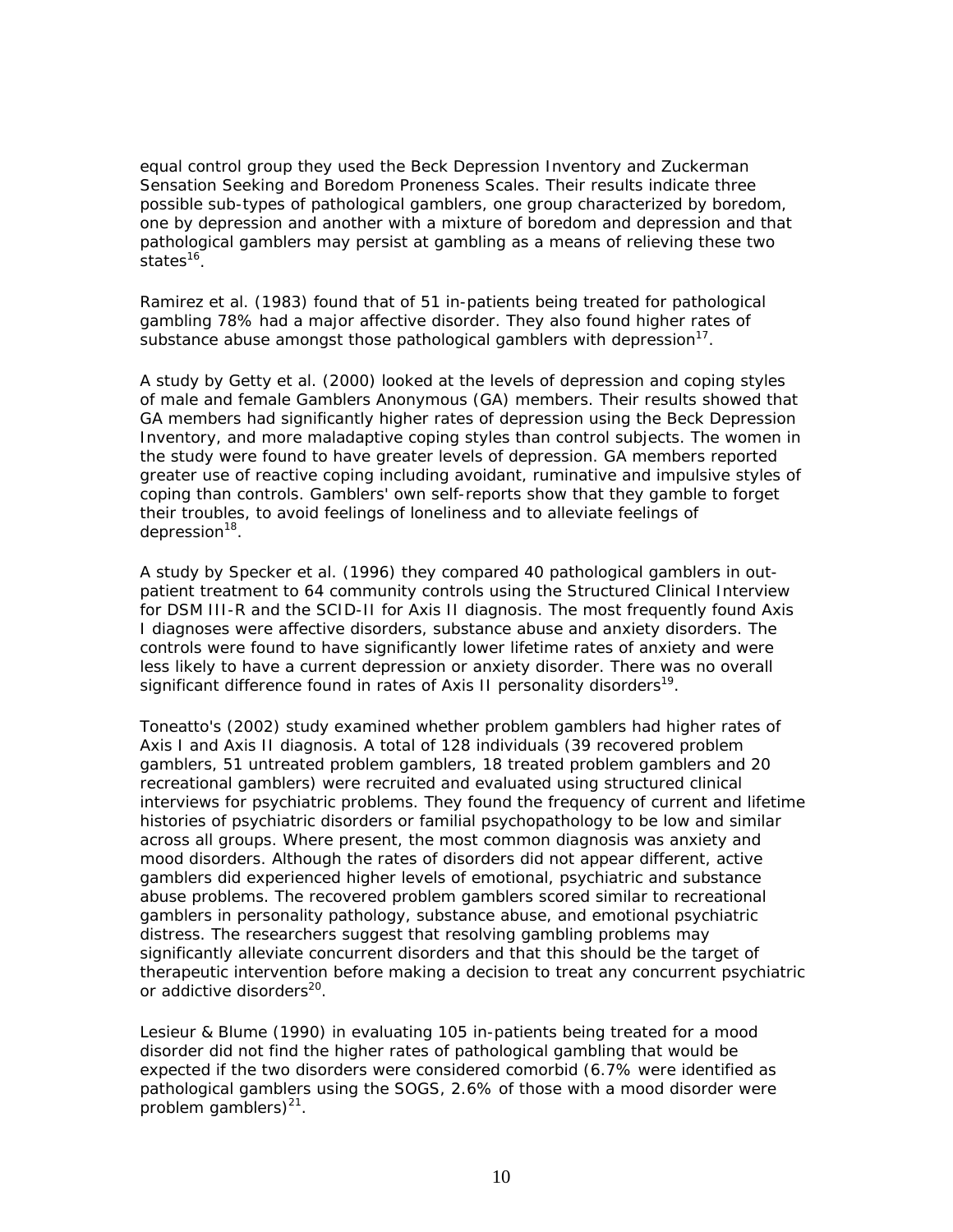equal control group they used the Beck Depression Inventory and Zuckerman Sensation Seeking and Boredom Proneness Scales. Their results indicate three possible sub-types of pathological gamblers, one group characterized by boredom, one by depression and another with a mixture of boredom and depression and that pathological gamblers may persist at gambling as a means of relieving these two states[16].

Ramirez et al. (1983) found that of 51 in-patients being treated for pathological gambling 78% had a major affective disorder. They also found higher rates of substance abuse amongst those pathological gamblers with depression[17].

A study by Getty et al. (2000) looked at the levels of depression and coping styles of male and female Gamblers Anonymous (GA) members. Their results showed that GA members had significantly higher rates of depression using the Beck Depression Inventory, and more maladaptive coping styles than control subjects. The women in the study were found to have greater levels of depression. GA members reported greater use of reactive coping including avoidant, ruminative and impulsive styles of coping than controls. Gamblers' own self-reports show that they gamble to forget their troubles, to avoid feelings of loneliness and to alleviate feelings of depression[18].

A study by Specker et al. (1996) they compared 40 pathological gamblers in out-patient treatment to 64 community controls using the Structured Clinical Interview for DSM III-R and the SCID-II for Axis II diagnosis. The most frequently found Axis I diagnoses were affective disorders, substance abuse and anxiety disorders. The controls were found to have significantly lower lifetime rates of anxiety and were less likely to have a current depression or anxiety disorder. There was no overall significant difference found in rates of Axis II personality disorders[19].

Toneatto's (2002) study examined whether problem gamblers had higher rates of Axis I and Axis II diagnosis. A total of 128 individuals (39 recovered problem gamblers, 51 untreated problem gamblers, 18 treated problem gamblers and 20 recreational gamblers) were recruited and evaluated using structured clinical interviews for psychiatric problems. They found the frequency of current and lifetime histories of psychiatric disorders or familial psychopathology to be low and similar across all groups. Where present, the most common diagnosis was anxiety and mood disorders. Although the rates of disorders did not appear different, active gamblers did experienced higher levels of emotional, psychiatric and substance abuse problems. The recovered problem gamblers scored similar to recreational gamblers in personality pathology, substance abuse, and emotional psychiatric distress. The researchers suggest that resolving gambling problems may significantly alleviate concurrent disorders and that this should be the target of therapeutic intervention before making a decision to treat any concurrent psychiatric or addictive disorders[20].

Lesieur & Blume (1990) in evaluating 105 in-patients being treated for a mood disorder did not find the higher rates of pathological gambling that would be expected if the two disorders were considered comorbid (6.7% were identified as pathological gamblers using the SOGS, 2.6% of those with a mood disorder were problem gamblers)[21].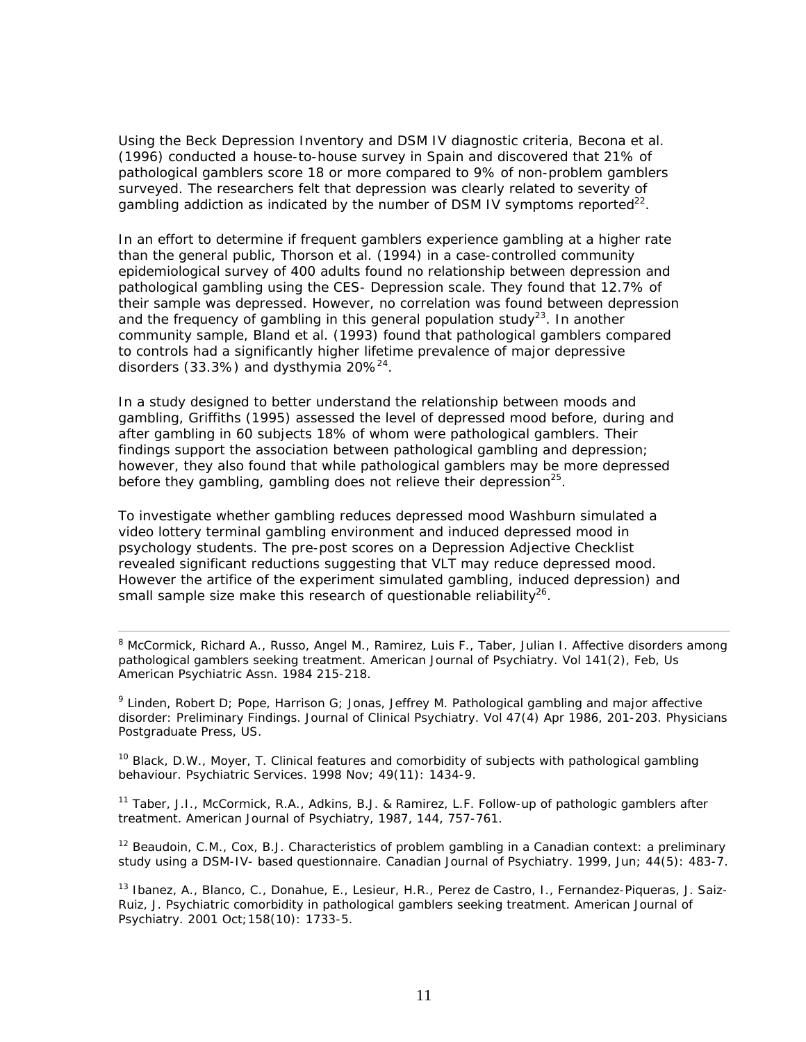Using the Beck Depression Inventory and DSM IV diagnostic criteria, Becona et al. (1996) conducted a house-to-house survey in Spain and discovered that 21% of pathological gamblers score 18 or more compared to 9% of non-problem gamblers surveyed. The researchers felt that depression was clearly related to severity of gambling addiction as indicated by the number of DSM IV symptoms reported[22].

In an effort to determine if frequent gamblers experience gambling at a higher rate than the general public, Thorson et al. (1994) in a case-controlled community epidemiological survey of 400 adults found no relationship between depression and pathological gambling using the CES- Depression scale. They found that 12.7% of their sample was depressed. However, no correlation was found between depression and the frequency of gambling in this general population study[23]. In another community sample, Bland et al. (1993) found that pathological gamblers compared to controls had a significantly higher lifetime prevalence of major depressive disorders (33.3%) and dysthymia 20%[24].

In a study designed to better understand the relationship between moods and gambling, Griffiths (1995) assessed the level of depressed mood before, during and after gambling in 60 subjects 18% of whom were pathological gamblers. Their findings support the association between pathological gambling and depression; however, they also found that while pathological gamblers may be more depressed before they gambling, gambling does not relieve their depression[25].

To investigate whether gambling reduces depressed mood Washburn simulated a video lottery terminal gambling environment and induced depressed mood in psychology students. The pre-post scores on a Depression Adjective Checklist revealed significant reductions suggesting that VLT may reduce depressed mood. However the artifice of the experiment simulated gambling, induced depression) and small sample size make this research of questionable reliability[26].

---

[8] McCormick, Richard A., Russo, Angel M., Ramirez, Luis F., Taber, Julian I. Affective disorders among pathological gamblers seeking treatment. American Journal of Psychiatry. Vol 141(2), Feb, Us American Psychiatric Assn. 1984 215-218.

[9] Linden, Robert D; Pope, Harrison G; Jonas, Jeffrey M. Pathological gambling and major affective disorder: Preliminary Findings. Journal of Clinical Psychiatry. Vol 47(4) Apr 1986, 201-203. Physicians Postgraduate Press, US.

[10] Black, D.W., Moyer, T. Clinical features and comorbidity of subjects with pathological gambling behaviour. Psychiatric Services. 1998 Nov; 49(11): 1434-9.

[11] Taber, J.I., McCormick, R.A., Adkins, B.J. & Ramirez, L.F. Follow-up of pathologic gamblers after treatment. American Journal of Psychiatry, 1987, 144, 757-761.

[12] Beaudoin, C.M., Cox, B.J. Characteristics of problem gambling in a Canadian context: a preliminary study using a DSM-IV- based questionnaire. Canadian Journal of Psychiatry. 1999, Jun; 44(5): 483-7.

[13] Ibanez, A., Blanco, C., Donahue, E., Lesieur, H.R., Perez de Castro, I., Fernandez-Piqueras, J. Saiz-Ruiz, J. Psychiatric comorbidity in pathological gamblers seeking treatment. American Journal of Psychiatry. 2001 Oct;158(10): 1733-5.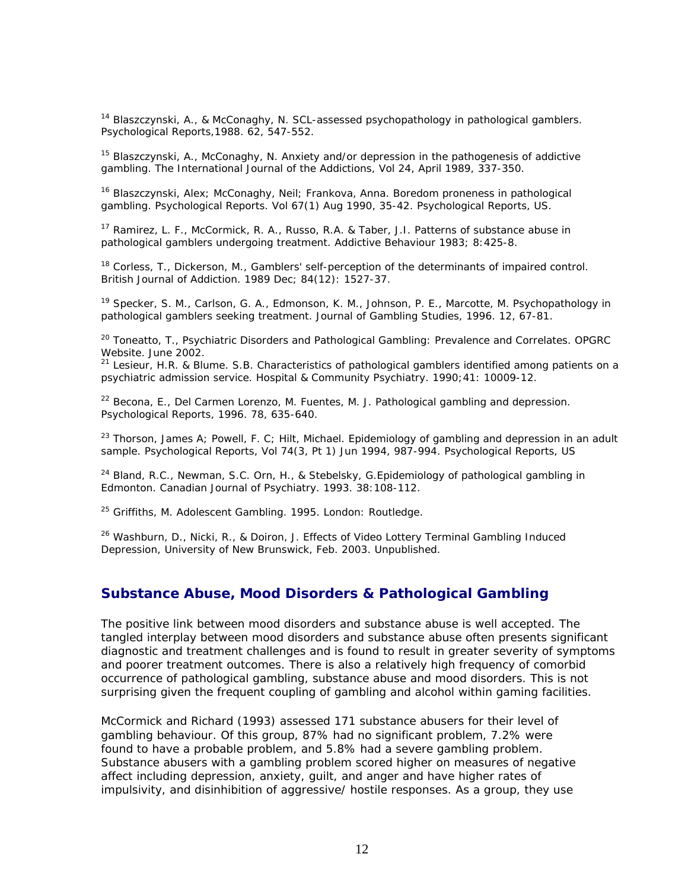[14] Blaszczynski, A., & McConaghy, N. SCL-assessed psychopathology in pathological gamblers. Psychological Reports,1988. 62, 547-552.

[15] Blaszczynski, A., McConaghy, N. Anxiety and/or depression in the pathogenesis of addictive gambling. The International Journal of the Addictions, Vol 24, April 1989, 337-350.

[16] Blaszczynski, Alex; McConaghy, Neil; Frankova, Anna. Boredom proneness in pathological gambling. Psychological Reports. Vol 67(1) Aug 1990, 35-42. Psychological Reports, US.

[17] Ramirez, L. F., McCormick, R. A., Russo, R.A. & Taber, J.I. Patterns of substance abuse in pathological gamblers undergoing treatment. Addictive Behaviour 1983; 8:425-8.

[18] Corless, T., Dickerson, M., Gamblers' self-perception of the determinants of impaired control. British Journal of Addiction. 1989 Dec; 84(12): 1527-37.

[19] Specker, S. M., Carlson, G. A., Edmonson, K. M., Johnson, P. E., Marcotte, M. Psychopathology in pathological gamblers seeking treatment. Journal of Gambling Studies, 1996. 12, 67-81.

[20] Toneatto, T., Psychiatric Disorders and Pathological Gambling: Prevalence and Correlates. OPGRC Website. June 2002.

[21] Lesieur, H.R. & Blume. S.B. Characteristics of pathological gamblers identified among patients on a psychiatric admission service. Hospital & Community Psychiatry. 1990;41: 10009-12.

[22] Becona, E., Del Carmen Lorenzo, M. Fuentes, M. J. Pathological gambling and depression. Psychological Reports, 1996. 78, 635-640.

[23] Thorson, James A; Powell, F. C; Hilt, Michael. Epidemiology of gambling and depression in an adult sample. Psychological Reports, Vol 74(3, Pt 1) Jun 1994, 987-994. Psychological Reports, US

[24] Bland, R.C., Newman, S.C. Orn, H., & Stebelsky, G.Epidemiology of pathological gambling in Edmonton. Canadian Journal of Psychiatry. 1993. 38:108-112.

[25] Griffiths, M. Adolescent Gambling. 1995. London: Routledge.

[26] Washburn, D., Nicki, R., & Doiron, J. Effects of Video Lottery Terminal Gambling Induced Depression, University of New Brunswick, Feb. 2003. Unpublished.

## Substance Abuse, Mood Disorders & Pathological Gambling

The positive link between mood disorders and substance abuse is well accepted. The tangled interplay between mood disorders and substance abuse often presents significant diagnostic and treatment challenges and is found to result in greater severity of symptoms and poorer treatment outcomes. There is also a relatively high frequency of comorbid occurrence of pathological gambling, substance abuse and mood disorders. This is not surprising given the frequent coupling of gambling and alcohol within gaming facilities.

McCormick and Richard (1993) assessed 171 substance abusers for their level of gambling behaviour. Of this group, 87% had no significant problem, 7.2% were found to have a probable problem, and 5.8% had a severe gambling problem. Substance abusers with a gambling problem scored higher on measures of negative affect including depression, anxiety, guilt, and anger and have higher rates of impulsivity, and disinhibition of aggressive/ hostile responses. As a group, they use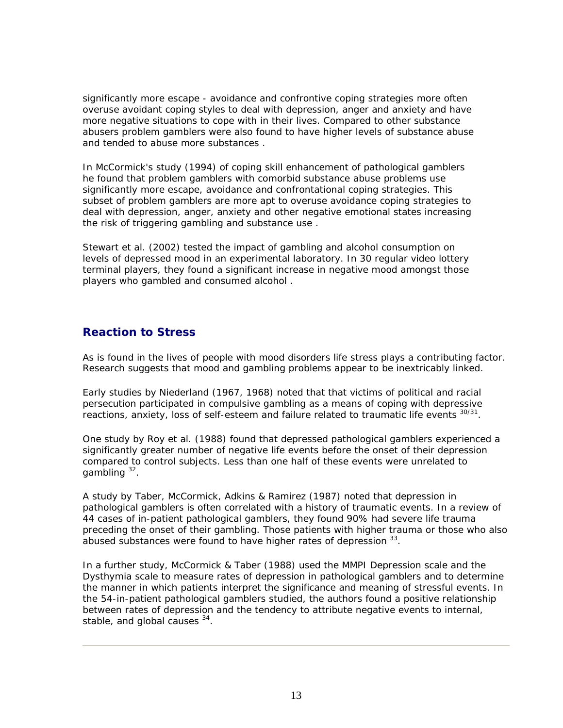significantly more escape - avoidance and confrontive coping strategies more often overuse avoidant coping styles to deal with depression, anger and anxiety and have more negative situations to cope with in their lives. Compared to other substance abusers problem gamblers were also found to have higher levels of substance abuse and tended to abuse more substances .

In McCormick's study (1994) of coping skill enhancement of pathological gamblers he found that problem gamblers with comorbid substance abuse problems use significantly more escape, avoidance and confrontational coping strategies. This subset of problem gamblers are more apt to overuse avoidance coping strategies to deal with depression, anger, anxiety and other negative emotional states increasing the risk of triggering gambling and substance use .

Stewart et al. (2002) tested the impact of gambling and alcohol consumption on levels of depressed mood in an experimental laboratory. In 30 regular video lottery terminal players, they found a significant increase in negative mood amongst those players who gambled and consumed alcohol .

## Reaction to Stress

As is found in the lives of people with mood disorders life stress plays a contributing factor. Research suggests that mood and gambling problems appear to be inextricably linked.

Early studies by Niederland (1967, 1968) noted that that victims of political and racial persecution participated in compulsive gambling as a means of coping with depressive reactions, anxiety, loss of self-esteem and failure related to traumatic life events [30/31].

One study by Roy et al. (1988) found that depressed pathological gamblers experienced a significantly greater number of negative life events before the onset of their depression compared to control subjects. Less than one half of these events were unrelated to gambling [32].

A study by Taber, McCormick, Adkins & Ramirez (1987) noted that depression in pathological gamblers is often correlated with a history of traumatic events. In a review of 44 cases of in-patient pathological gamblers, they found 90% had severe life trauma preceding the onset of their gambling. Those patients with higher trauma or those who also abused substances were found to have higher rates of depression [33].

In a further study, McCormick & Taber (1988) used the MMPI Depression scale and the Dysthymia scale to measure rates of depression in pathological gamblers and to determine the manner in which patients interpret the significance and meaning of stressful events. In the 54-in-patient pathological gamblers studied, the authors found a positive relationship between rates of depression and the tendency to attribute negative events to internal, stable, and global causes [34].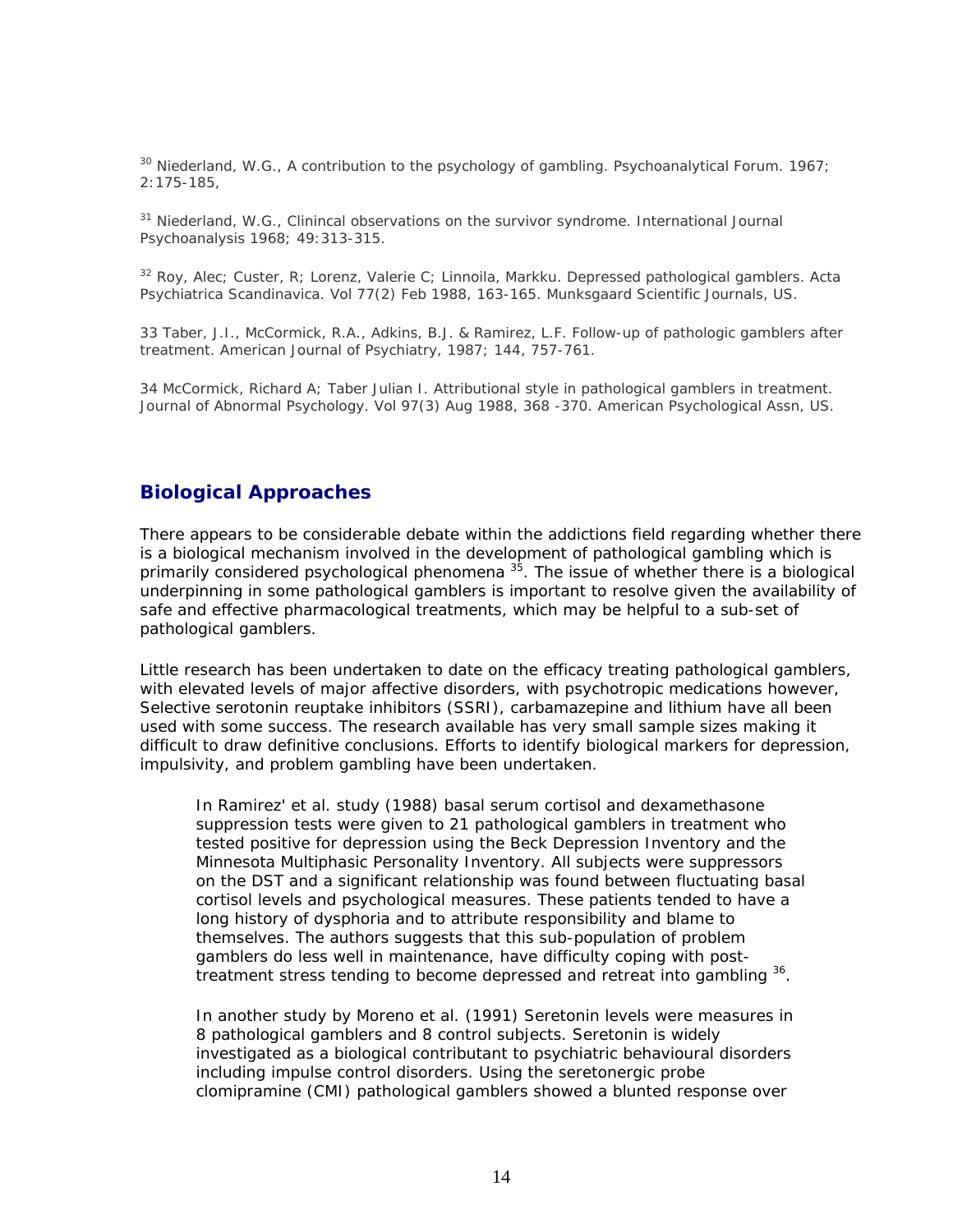[30] Niederland, W.G., A contribution to the psychology of gambling. Psychoanalytical Forum. 1967; 2:175-185,

[31] Niederland, W.G., Clinincal observations on the survivor syndrome. International Journal Psychoanalysis 1968; 49:313-315.

[32] Roy, Alec; Custer, R; Lorenz, Valerie C; Linnoila, Markku. Depressed pathological gamblers. Acta Psychiatrica Scandinavica. Vol 77(2) Feb 1988, 163-165. Munksgaard Scientific Journals, US.

33 Taber, J.I., McCormick, R.A., Adkins, B.J. & Ramirez, L.F. Follow-up of pathologic gamblers after treatment. American Journal of Psychiatry, 1987; 144, 757-761.

34 McCormick, Richard A; Taber Julian I. Attributional style in pathological gamblers in treatment. Journal of Abnormal Psychology. Vol 97(3) Aug 1988, 368 -370. American Psychological Assn, US.

## Biological Approaches

There appears to be considerable debate within the addictions field regarding whether there is a biological mechanism involved in the development of pathological gambling which is primarily considered psychological phenomena [35]. The issue of whether there is a biological underpinning in some pathological gamblers is important to resolve given the availability of safe and effective pharmacological treatments, which may be helpful to a sub-set of pathological gamblers.

Little research has been undertaken to date on the efficacy treating pathological gamblers, with elevated levels of major affective disorders, with psychotropic medications however, Selective serotonin reuptake inhibitors (SSRI), carbamazepine and lithium have all been used with some success. The research available has very small sample sizes making it difficult to draw definitive conclusions. Efforts to identify biological markers for depression, impulsivity, and problem gambling have been undertaken.

> In Ramirez' et al. study (1988) basal serum cortisol and dexamethasone suppression tests were given to 21 pathological gamblers in treatment who tested positive for depression using the Beck Depression Inventory and the Minnesota Multiphasic Personality Inventory. All subjects were suppressors on the DST and a significant relationship was found between fluctuating basal cortisol levels and psychological measures. These patients tended to have a long history of dysphoria and to attribute responsibility and blame to themselves. The authors suggests that this sub-population of problem gamblers do less well in maintenance, have difficulty coping with post-treatment stress tending to become depressed and retreat into gambling [36].
>
> In another study by Moreno et al. (1991) Seretonin levels were measures in 8 pathological gamblers and 8 control subjects. Seretonin is widely investigated as a biological contributant to psychiatric behavioural disorders including impulse control disorders. Using the seretonergic probe clomipramine (CMI) pathological gamblers showed a blunted response over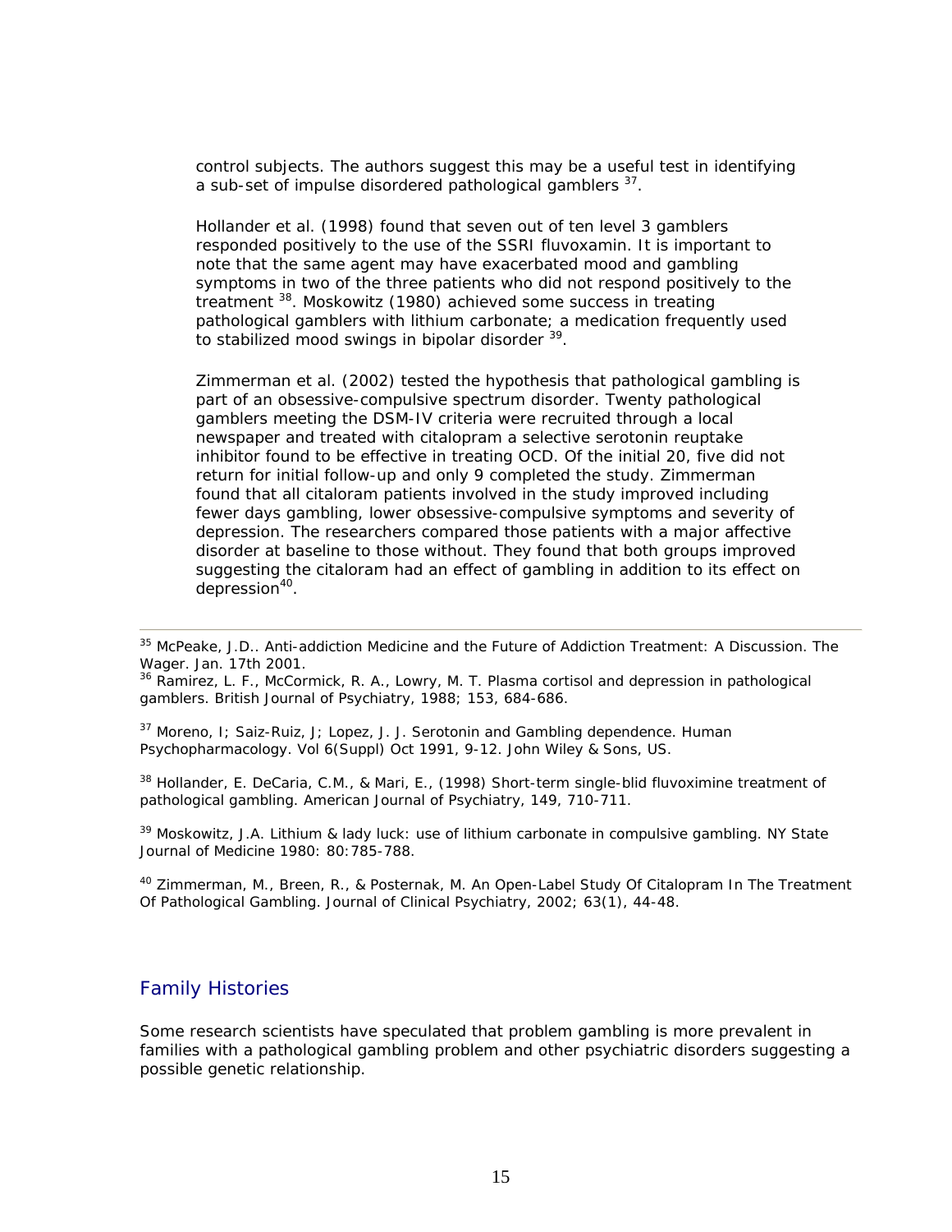control subjects. The authors suggest this may be a useful test in identifying a sub-set of impulse disordered pathological gamblers [37].

Hollander et al. (1998) found that seven out of ten level 3 gamblers responded positively to the use of the SSRI fluvoxamin. It is important to note that the same agent may have exacerbated mood and gambling symptoms in two of the three patients who did not respond positively to the treatment [38]. Moskowitz (1980) achieved some success in treating pathological gamblers with lithium carbonate; a medication frequently used to stabilized mood swings in bipolar disorder [39].

Zimmerman et al. (2002) tested the hypothesis that pathological gambling is part of an obsessive-compulsive spectrum disorder. Twenty pathological gamblers meeting the DSM-IV criteria were recruited through a local newspaper and treated with citalopram a selective serotonin reuptake inhibitor found to be effective in treating OCD. Of the initial 20, five did not return for initial follow-up and only 9 completed the study. Zimmerman found that all citaloram patients involved in the study improved including fewer days gambling, lower obsessive-compulsive symptoms and severity of depression. The researchers compared those patients with a major affective disorder at baseline to those without. They found that both groups improved suggesting the citaloram had an effect of gambling in addition to its effect on depression[40].

---

[35] McPeake, J.D.. Anti-addiction Medicine and the Future of Addiction Treatment: A Discussion. The Wager. Jan. 17th 2001.

[36] Ramirez, L. F., McCormick, R. A., Lowry, M. T. Plasma cortisol and depression in pathological gamblers. British Journal of Psychiatry, 1988; 153, 684-686.

[37] Moreno, I; Saiz-Ruiz, J; Lopez, J. J. Serotonin and Gambling dependence. Human Psychopharmacology. Vol 6(Suppl) Oct 1991, 9-12. John Wiley & Sons, US.

[38] Hollander, E. DeCaria, C.M., & Mari, E., (1998) Short-term single-blid fluvoximine treatment of pathological gambling. American Journal of Psychiatry, 149, 710-711.

[39] Moskowitz, J.A. Lithium & lady luck: use of lithium carbonate in compulsive gambling. NY State Journal of Medicine 1980: 80:785-788.

[40] Zimmerman, M., Breen, R., & Posternak, M. An Open-Label Study Of Citalopram In The Treatment Of Pathological Gambling. Journal of Clinical Psychiatry, 2002; 63(1), 44-48.

## Family Histories

Some research scientists have speculated that problem gambling is more prevalent in families with a pathological gambling problem and other psychiatric disorders suggesting a possible genetic relationship.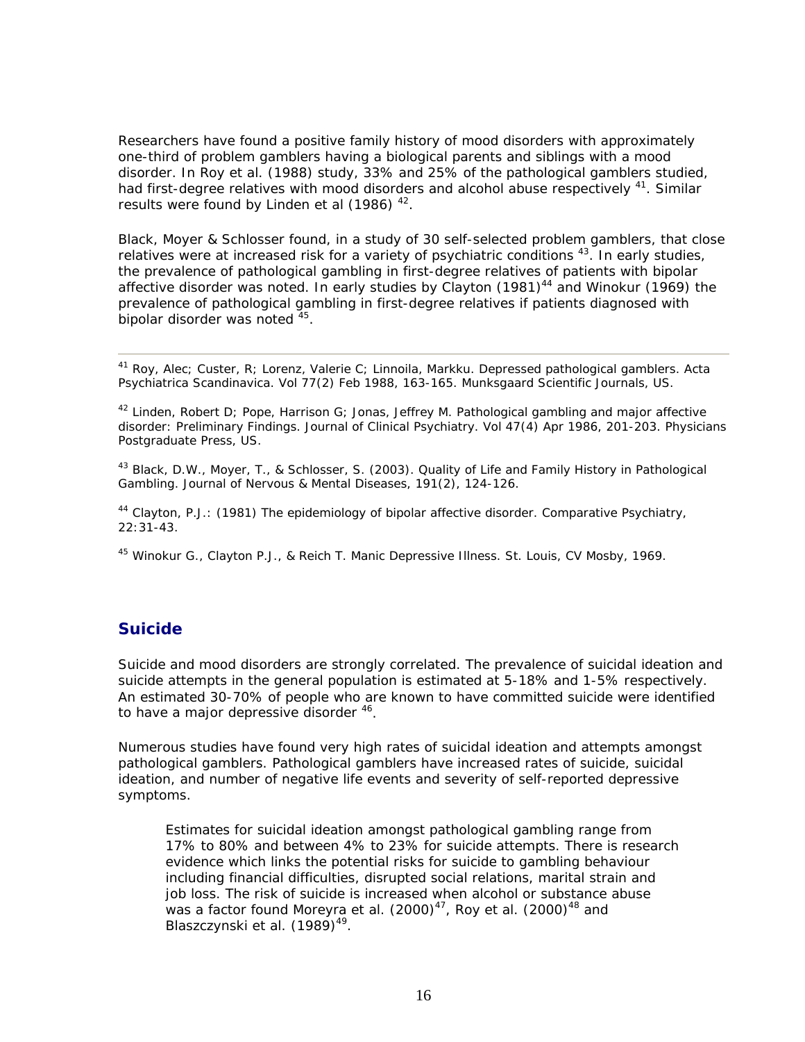Researchers have found a positive family history of mood disorders with approximately one-third of problem gamblers having a biological parents and siblings with a mood disorder. In Roy et al. (1988) study, 33% and 25% of the pathological gamblers studied, had first-degree relatives with mood disorders and alcohol abuse respectively [41]. Similar results were found by Linden et al (1986) [42].

Black, Moyer & Schlosser found, in a study of 30 self-selected problem gamblers, that close relatives were at increased risk for a variety of psychiatric conditions [43]. In early studies, the prevalence of pathological gambling in first-degree relatives of patients with bipolar affective disorder was noted. In early studies by Clayton (1981)[44] and Winokur (1969) the prevalence of pathological gambling in first-degree relatives if patients diagnosed with bipolar disorder was noted [45].

---

[41] Roy, Alec; Custer, R; Lorenz, Valerie C; Linnoila, Markku. Depressed pathological gamblers. Acta Psychiatrica Scandinavica. Vol 77(2) Feb 1988, 163-165. Munksgaard Scientific Journals, US.

[42] Linden, Robert D; Pope, Harrison G; Jonas, Jeffrey M. Pathological gambling and major affective disorder: Preliminary Findings. Journal of Clinical Psychiatry. Vol 47(4) Apr 1986, 201-203. Physicians Postgraduate Press, US.

[43] Black, D.W., Moyer, T., & Schlosser, S. (2003). Quality of Life and Family History in Pathological Gambling. Journal of Nervous & Mental Diseases, 191(2), 124-126.

[44] Clayton, P.J.: (1981) The epidemiology of bipolar affective disorder. Comparative Psychiatry, 22:31-43.

[45] Winokur G., Clayton P.J., & Reich T. Manic Depressive Illness. St. Louis, CV Mosby, 1969.

## Suicide

Suicide and mood disorders are strongly correlated. The prevalence of suicidal ideation and suicide attempts in the general population is estimated at 5-18% and 1-5% respectively. An estimated 30-70% of people who are known to have committed suicide were identified to have a major depressive disorder [46].

Numerous studies have found very high rates of suicidal ideation and attempts amongst pathological gamblers. Pathological gamblers have increased rates of suicide, suicidal ideation, and number of negative life events and severity of self-reported depressive symptoms.

> Estimates for suicidal ideation amongst pathological gambling range from 17% to 80% and between 4% to 23% for suicide attempts. There is research evidence which links the potential risks for suicide to gambling behaviour including financial difficulties, disrupted social relations, marital strain and job loss. The risk of suicide is increased when alcohol or substance abuse was a factor found Moreyra et al. (2000)[47], Roy et al. (2000)[48] and Blaszczynski et al. (1989)[49].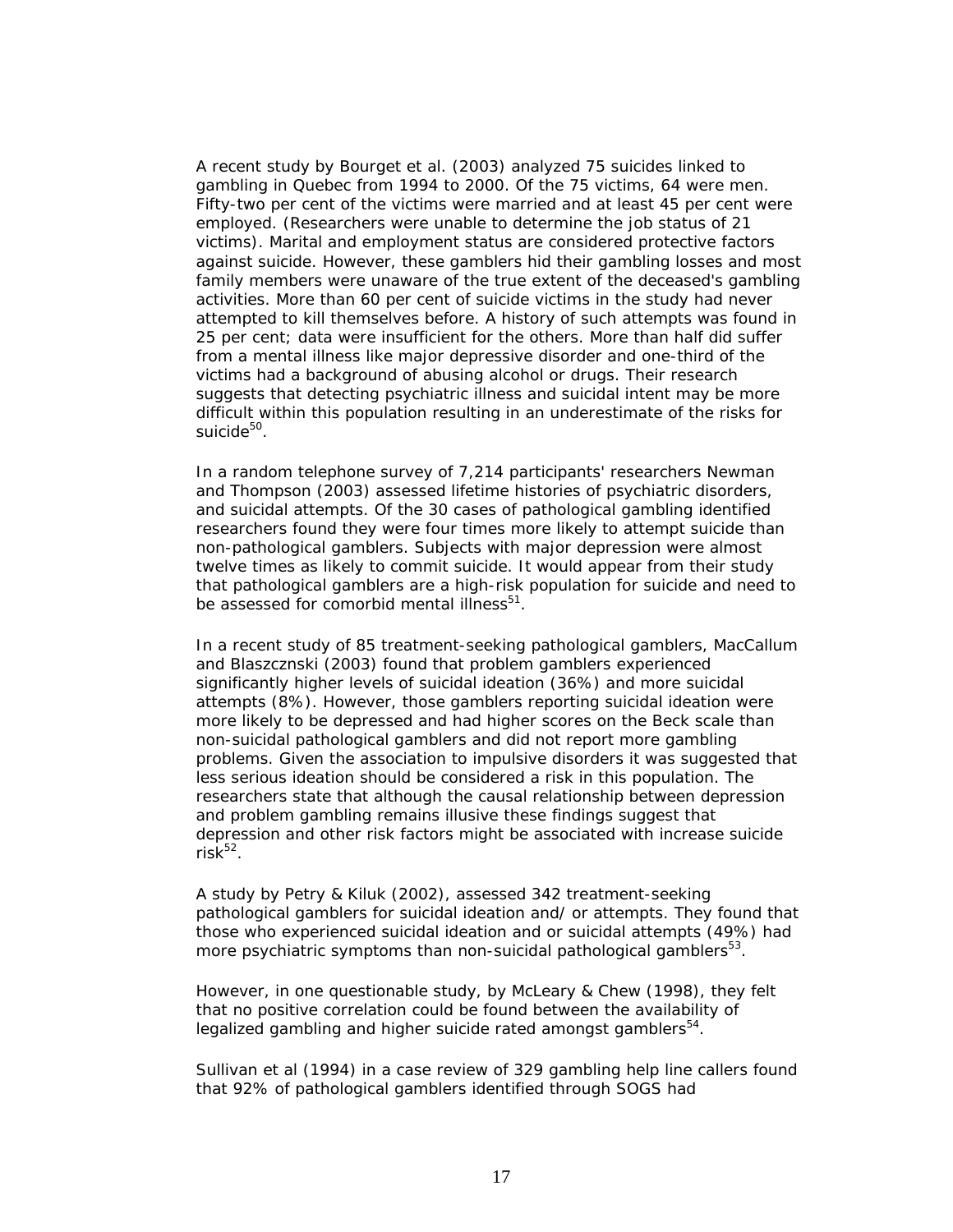A recent study by Bourget et al. (2003) analyzed 75 suicides linked to gambling in Quebec from 1994 to 2000. Of the 75 victims, 64 were men. Fifty-two per cent of the victims were married and at least 45 per cent were employed. (Researchers were unable to determine the job status of 21 victims). Marital and employment status are considered protective factors against suicide. However, these gamblers hid their gambling losses and most family members were unaware of the true extent of the deceased's gambling activities. More than 60 per cent of suicide victims in the study had never attempted to kill themselves before. A history of such attempts was found in 25 per cent; data were insufficient for the others. More than half did suffer from a mental illness like major depressive disorder and one-third of the victims had a background of abusing alcohol or drugs. Their research suggests that detecting psychiatric illness and suicidal intent may be more difficult within this population resulting in an underestimate of the risks for suicide[50].

In a random telephone survey of 7,214 participants' researchers Newman and Thompson (2003) assessed lifetime histories of psychiatric disorders, and suicidal attempts. Of the 30 cases of pathological gambling identified researchers found they were four times more likely to attempt suicide than non-pathological gamblers. Subjects with major depression were almost twelve times as likely to commit suicide. It would appear from their study that pathological gamblers are a high-risk population for suicide and need to be assessed for comorbid mental illness[51].

In a recent study of 85 treatment-seeking pathological gamblers, MacCallum and Blaszcznski (2003) found that problem gamblers experienced significantly higher levels of suicidal ideation (36%) and more suicidal attempts (8%). However, those gamblers reporting suicidal ideation were more likely to be depressed and had higher scores on the Beck scale than non-suicidal pathological gamblers and did not report more gambling problems. Given the association to impulsive disorders it was suggested that less serious ideation should be considered a risk in this population. The researchers state that although the causal relationship between depression and problem gambling remains illusive these findings suggest that depression and other risk factors might be associated with increase suicide risk[52].

A study by Petry & Kiluk (2002), assessed 342 treatment-seeking pathological gamblers for suicidal ideation and/ or attempts. They found that those who experienced suicidal ideation and or suicidal attempts (49%) had more psychiatric symptoms than non-suicidal pathological gamblers[53].

However, in one questionable study, by McLeary & Chew (1998), they felt that no positive correlation could be found between the availability of legalized gambling and higher suicide rated amongst gamblers[54].

Sullivan et al (1994) in a case review of 329 gambling help line callers found that 92% of pathological gamblers identified through SOGS had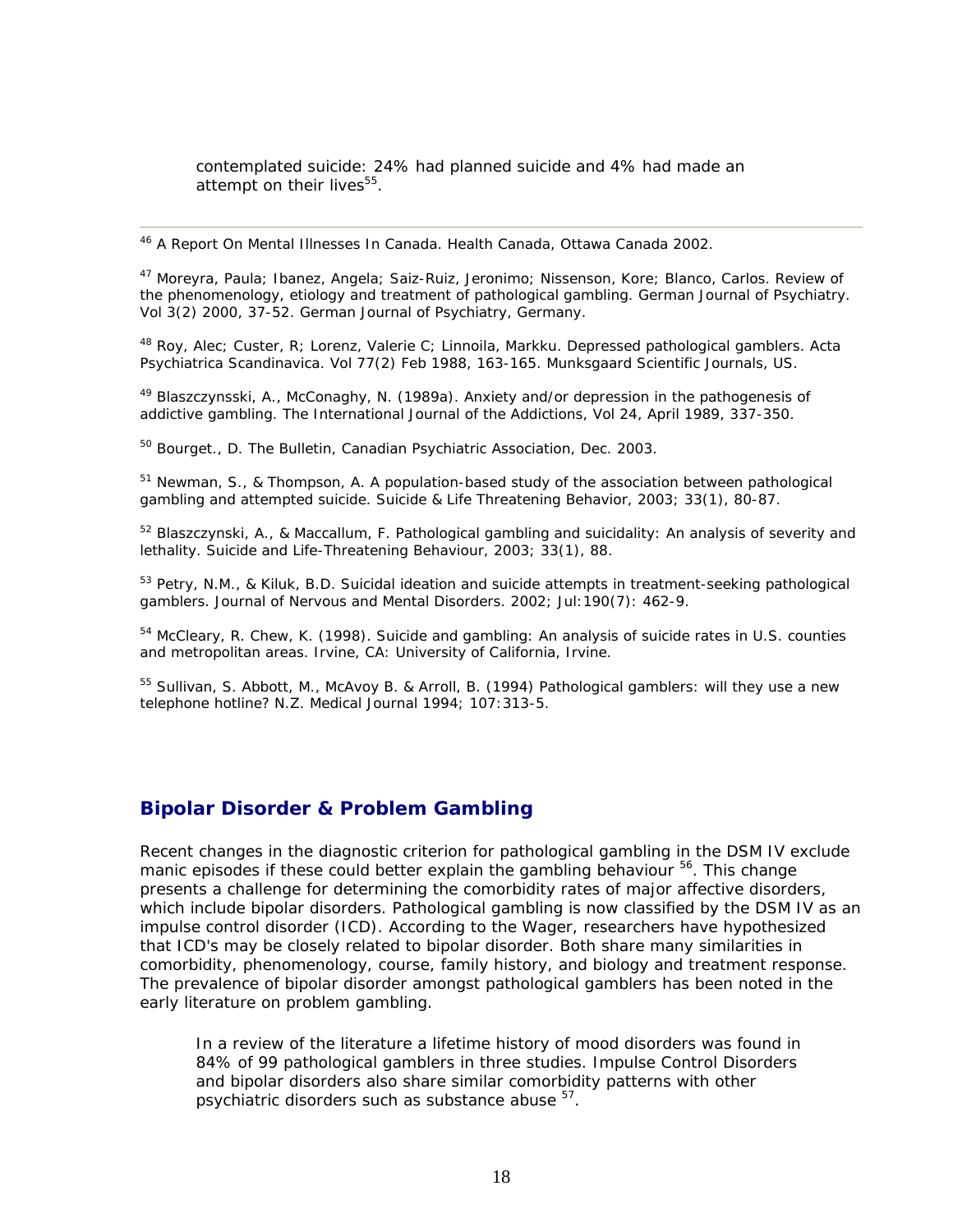> contemplated suicide: 24% had planned suicide and 4% had made an attempt on their lives[55].

---

[46] A Report On Mental Illnesses In Canada. Health Canada, Ottawa Canada 2002.

[47] Moreyra, Paula; Ibanez, Angela; Saiz-Ruiz, Jeronimo; Nissenson, Kore; Blanco, Carlos. Review of the phenomenology, etiology and treatment of pathological gambling. German Journal of Psychiatry. Vol 3(2) 2000, 37-52. German Journal of Psychiatry, Germany.

[48] Roy, Alec; Custer, R; Lorenz, Valerie C; Linnoila, Markku. Depressed pathological gamblers. Acta Psychiatrica Scandinavica. Vol 77(2) Feb 1988, 163-165. Munksgaard Scientific Journals, US.

[49] Blaszczynsski, A., McConaghy, N. (1989a). Anxiety and/or depression in the pathogenesis of addictive gambling. The International Journal of the Addictions, Vol 24, April 1989, 337-350.

[50] Bourget., D. The Bulletin, Canadian Psychiatric Association, Dec. 2003.

[51] Newman, S., & Thompson, A. A population-based study of the association between pathological gambling and attempted suicide. Suicide & Life Threatening Behavior, 2003; 33(1), 80-87.

[52] Blaszczynski, A., & Maccallum, F. Pathological gambling and suicidality: An analysis of severity and lethality. Suicide and Life-Threatening Behaviour, 2003; 33(1), 88.

[53] Petry, N.M., & Kiluk, B.D. Suicidal ideation and suicide attempts in treatment-seeking pathological gamblers. Journal of Nervous and Mental Disorders. 2002; Jul:190(7): 462-9.

[54] McCleary, R. Chew, K. (1998). Suicide and gambling: An analysis of suicide rates in U.S. counties and metropolitan areas. Irvine, CA: University of California, Irvine.

[55] Sullivan, S. Abbott, M., McAvoy B. & Arroll, B. (1994) Pathological gamblers: will they use a new telephone hotline? N.Z. Medical Journal 1994; 107:313-5.

## Bipolar Disorder & Problem Gambling

Recent changes in the diagnostic criterion for pathological gambling in the DSM IV exclude manic episodes if these could better explain the gambling behaviour [56]. This change presents a challenge for determining the comorbidity rates of major affective disorders, which include bipolar disorders. Pathological gambling is now classified by the DSM IV as an impulse control disorder (ICD). According to the Wager, researchers have hypothesized that ICD's may be closely related to bipolar disorder. Both share many similarities in comorbidity, phenomenology, course, family history, and biology and treatment response. The prevalence of bipolar disorder amongst pathological gamblers has been noted in the early literature on problem gambling.

> In a review of the literature a lifetime history of mood disorders was found in 84% of 99 pathological gamblers in three studies. Impulse Control Disorders and bipolar disorders also share similar comorbidity patterns with other psychiatric disorders such as substance abuse [57].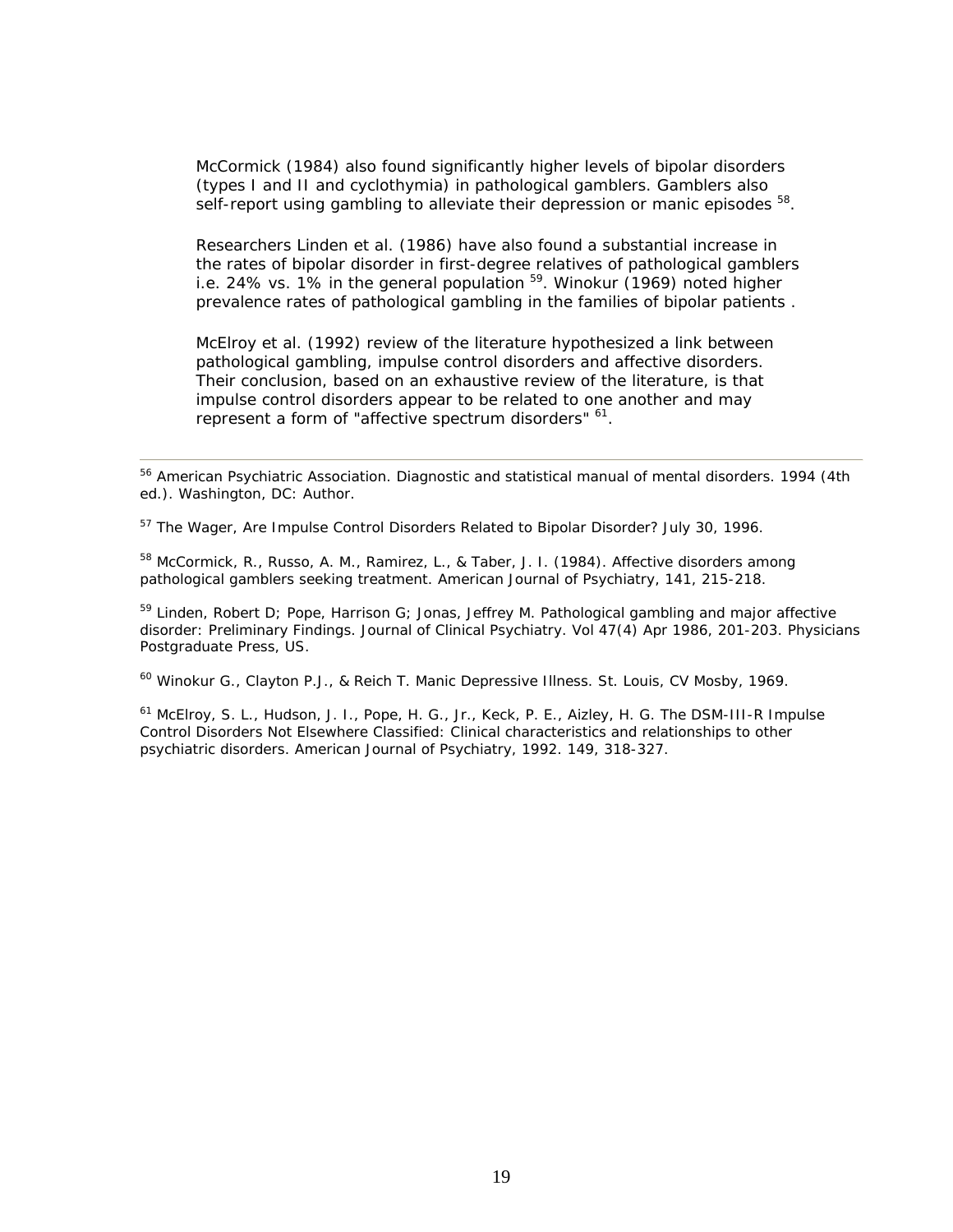McCormick (1984) also found significantly higher levels of bipolar disorders (types I and II and cyclothymia) in pathological gamblers. Gamblers also self-report using gambling to alleviate their depression or manic episodes [58].

Researchers Linden et al. (1986) have also found a substantial increase in the rates of bipolar disorder in first-degree relatives of pathological gamblers i.e. 24% vs. 1% in the general population [59]. Winokur (1969) noted higher prevalence rates of pathological gambling in the families of bipolar patients .

McElroy et al. (1992) review of the literature hypothesized a link between pathological gambling, impulse control disorders and affective disorders. Their conclusion, based on an exhaustive review of the literature, is that impulse control disorders appear to be related to one another and may represent a form of "affective spectrum disorders" [61].

---

[56] American Psychiatric Association. Diagnostic and statistical manual of mental disorders. 1994 (4th ed.). Washington, DC: Author.

[57] The Wager, Are Impulse Control Disorders Related to Bipolar Disorder? July 30, 1996.

[58] McCormick, R., Russo, A. M., Ramirez, L., & Taber, J. I. (1984). Affective disorders among pathological gamblers seeking treatment. American Journal of Psychiatry, 141, 215-218.

[59] Linden, Robert D; Pope, Harrison G; Jonas, Jeffrey M. Pathological gambling and major affective disorder: Preliminary Findings. Journal of Clinical Psychiatry. Vol 47(4) Apr 1986, 201-203. Physicians Postgraduate Press, US.

[60] Winokur G., Clayton P.J., & Reich T. Manic Depressive Illness. St. Louis, CV Mosby, 1969.

[61] McElroy, S. L., Hudson, J. I., Pope, H. G., Jr., Keck, P. E., Aizley, H. G. The DSM-III-R Impulse Control Disorders Not Elsewhere Classified: Clinical characteristics and relationships to other psychiatric disorders. American Journal of Psychiatry, 1992. 149, 318-327.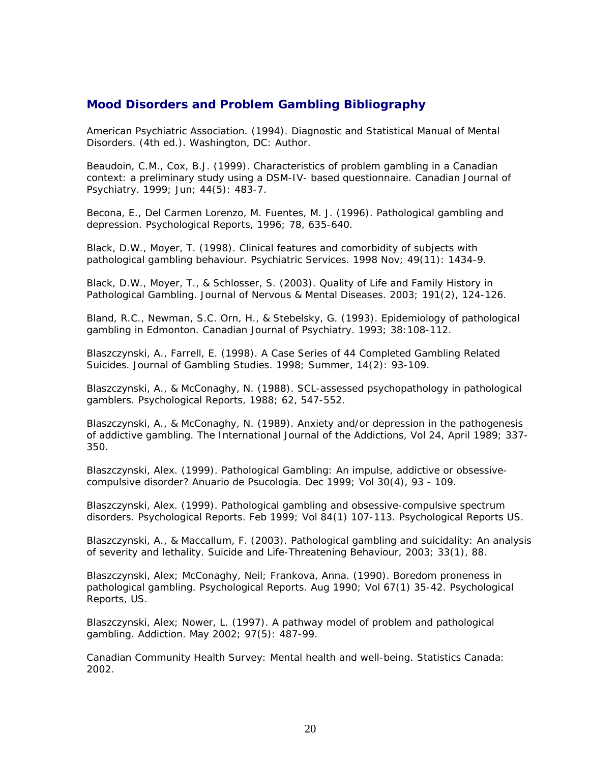## Mood Disorders and Problem Gambling Bibliography

American Psychiatric Association. (1994). Diagnostic and Statistical Manual of Mental Disorders. (4th ed.). Washington, DC: Author.

Beaudoin, C.M., Cox, B.J. (1999). Characteristics of problem gambling in a Canadian context: a preliminary study using a DSM-IV- based questionnaire. Canadian Journal of Psychiatry. 1999; Jun; 44(5): 483-7.

Becona, E., Del Carmen Lorenzo, M. Fuentes, M. J. (1996). Pathological gambling and depression. Psychological Reports, 1996; 78, 635-640.

Black, D.W., Moyer, T. (1998). Clinical features and comorbidity of subjects with pathological gambling behaviour. Psychiatric Services. 1998 Nov; 49(11): 1434-9.

Black, D.W., Moyer, T., & Schlosser, S. (2003). Quality of Life and Family History in Pathological Gambling. Journal of Nervous & Mental Diseases. 2003; 191(2), 124-126.

Bland, R.C., Newman, S.C. Orn, H., & Stebelsky, G. (1993). Epidemiology of pathological gambling in Edmonton. Canadian Journal of Psychiatry. 1993; 38:108-112.

Blaszczynski, A., Farrell, E. (1998). A Case Series of 44 Completed Gambling Related Suicides. Journal of Gambling Studies. 1998; Summer, 14(2): 93-109.

Blaszczynski, A., & McConaghy, N. (1988). SCL-assessed psychopathology in pathological gamblers. Psychological Reports, 1988; 62, 547-552.

Blaszczynski, A., & McConaghy, N. (1989). Anxiety and/or depression in the pathogenesis of addictive gambling. The International Journal of the Addictions, Vol 24, April 1989; 337-350.

Blaszczynski, Alex. (1999). Pathological Gambling: An impulse, addictive or obsessive-compulsive disorder? Anuario de Psucologia. Dec 1999; Vol 30(4), 93 - 109.

Blaszczynski, Alex. (1999). Pathological gambling and obsessive-compulsive spectrum disorders. Psychological Reports. Feb 1999; Vol 84(1) 107-113. Psychological Reports US.

Blaszczynski, A., & Maccallum, F. (2003). Pathological gambling and suicidality: An analysis of severity and lethality. Suicide and Life-Threatening Behaviour, 2003; 33(1), 88.

Blaszczynski, Alex; McConaghy, Neil; Frankova, Anna. (1990). Boredom proneness in pathological gambling. Psychological Reports. Aug 1990; Vol 67(1) 35-42. Psychological Reports, US.

Blaszczynski, Alex; Nower, L. (1997). A pathway model of problem and pathological gambling. Addiction. May 2002; 97(5): 487-99.

Canadian Community Health Survey: Mental health and well-being. Statistics Canada: 2002.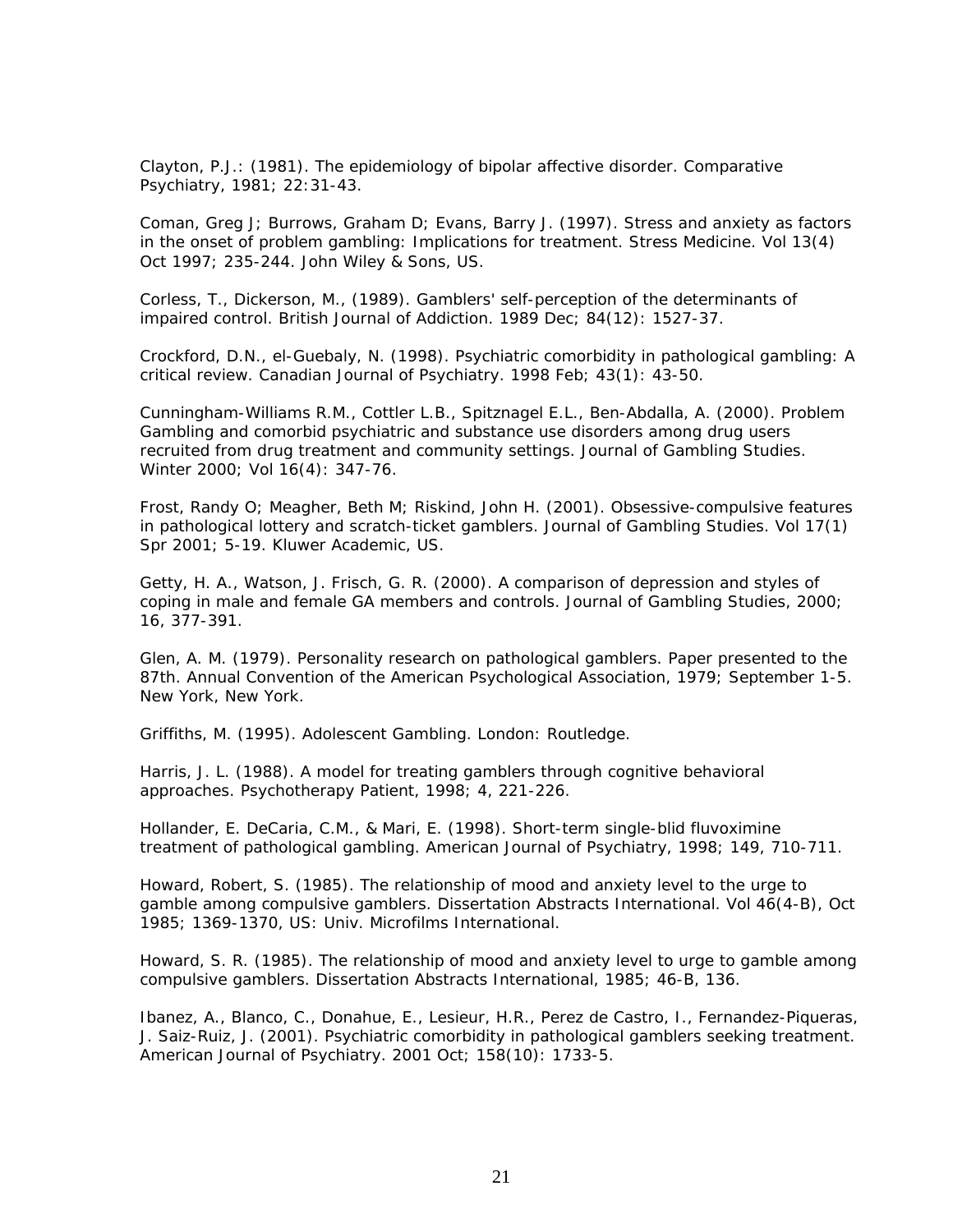Clayton, P.J.: (1981). The epidemiology of bipolar affective disorder. Comparative Psychiatry, 1981; 22:31-43.

Coman, Greg J; Burrows, Graham D; Evans, Barry J. (1997). Stress and anxiety as factors in the onset of problem gambling: Implications for treatment. Stress Medicine. Vol 13(4) Oct 1997; 235-244. John Wiley & Sons, US.

Corless, T., Dickerson, M., (1989). Gamblers' self-perception of the determinants of impaired control. British Journal of Addiction. 1989 Dec; 84(12): 1527-37.

Crockford, D.N., el-Guebaly, N. (1998). Psychiatric comorbidity in pathological gambling: A critical review. Canadian Journal of Psychiatry. 1998 Feb; 43(1): 43-50.

Cunningham-Williams R.M., Cottler L.B., Spitznagel E.L., Ben-Abdalla, A. (2000). Problem Gambling and comorbid psychiatric and substance use disorders among drug users recruited from drug treatment and community settings. Journal of Gambling Studies. Winter 2000; Vol 16(4): 347-76.

Frost, Randy O; Meagher, Beth M; Riskind, John H. (2001). Obsessive-compulsive features in pathological lottery and scratch-ticket gamblers. Journal of Gambling Studies. Vol 17(1) Spr 2001; 5-19. Kluwer Academic, US.

Getty, H. A., Watson, J. Frisch, G. R. (2000). A comparison of depression and styles of coping in male and female GA members and controls. Journal of Gambling Studies, 2000; 16, 377-391.

Glen, A. M. (1979). Personality research on pathological gamblers. Paper presented to the 87th. Annual Convention of the American Psychological Association, 1979; September 1-5. New York, New York.

Griffiths, M. (1995). Adolescent Gambling. London: Routledge.

Harris, J. L. (1988). A model for treating gamblers through cognitive behavioral approaches. Psychotherapy Patient, 1998; 4, 221-226.

Hollander, E. DeCaria, C.M., & Mari, E. (1998). Short-term single-blid fluvoximine treatment of pathological gambling. American Journal of Psychiatry, 1998; 149, 710-711.

Howard, Robert, S. (1985). The relationship of mood and anxiety level to the urge to gamble among compulsive gamblers. Dissertation Abstracts International. Vol 46(4-B), Oct 1985; 1369-1370, US: Univ. Microfilms International.

Howard, S. R. (1985). The relationship of mood and anxiety level to urge to gamble among compulsive gamblers. Dissertation Abstracts International, 1985; 46-B, 136.

Ibanez, A., Blanco, C., Donahue, E., Lesieur, H.R., Perez de Castro, I., Fernandez-Piqueras, J. Saiz-Ruiz, J. (2001). Psychiatric comorbidity in pathological gamblers seeking treatment. American Journal of Psychiatry. 2001 Oct; 158(10): 1733-5.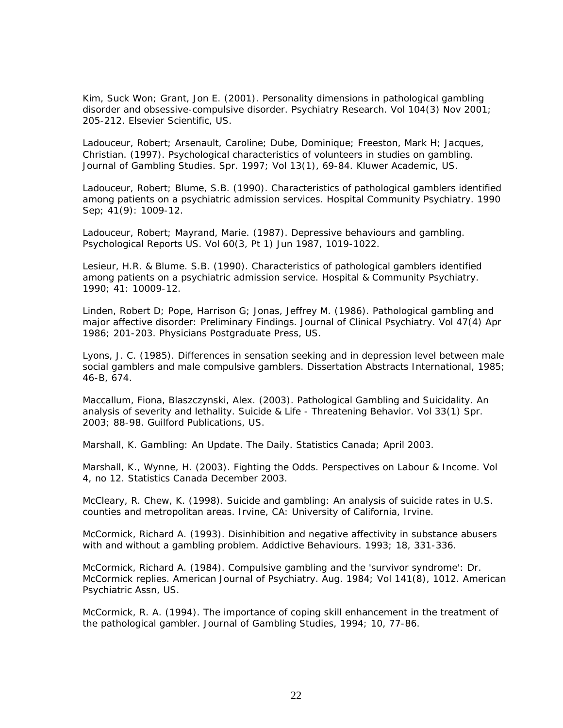Kim, Suck Won; Grant, Jon E. (2001). Personality dimensions in pathological gambling disorder and obsessive-compulsive disorder. Psychiatry Research. Vol 104(3) Nov 2001; 205-212. Elsevier Scientific, US.

Ladouceur, Robert; Arsenault, Caroline; Dube, Dominique; Freeston, Mark H; Jacques, Christian. (1997). Psychological characteristics of volunteers in studies on gambling. Journal of Gambling Studies. Spr. 1997; Vol 13(1), 69-84. Kluwer Academic, US.

Ladouceur, Robert; Blume, S.B. (1990). Characteristics of pathological gamblers identified among patients on a psychiatric admission services. Hospital Community Psychiatry. 1990 Sep; 41(9): 1009-12.

Ladouceur, Robert; Mayrand, Marie. (1987). Depressive behaviours and gambling. Psychological Reports US. Vol 60(3, Pt 1) Jun 1987, 1019-1022.

Lesieur, H.R. & Blume. S.B. (1990). Characteristics of pathological gamblers identified among patients on a psychiatric admission service. Hospital & Community Psychiatry. 1990; 41: 10009-12.

Linden, Robert D; Pope, Harrison G; Jonas, Jeffrey M. (1986). Pathological gambling and major affective disorder: Preliminary Findings. Journal of Clinical Psychiatry. Vol 47(4) Apr 1986; 201-203. Physicians Postgraduate Press, US.

Lyons, J. C. (1985). Differences in sensation seeking and in depression level between male social gamblers and male compulsive gamblers. Dissertation Abstracts International, 1985; 46-B, 674.

Maccallum, Fiona, Blaszczynski, Alex. (2003). Pathological Gambling and Suicidality. An analysis of severity and lethality. Suicide & Life - Threatening Behavior. Vol 33(1) Spr. 2003; 88-98. Guilford Publications, US.

Marshall, K. Gambling: An Update. The Daily. Statistics Canada; April 2003.

Marshall, K., Wynne, H. (2003). Fighting the Odds. Perspectives on Labour & Income. Vol 4, no 12. Statistics Canada December 2003.

McCleary, R. Chew, K. (1998). Suicide and gambling: An analysis of suicide rates in U.S. counties and metropolitan areas. Irvine, CA: University of California, Irvine.

McCormick, Richard A. (1993). Disinhibition and negative affectivity in substance abusers with and without a gambling problem. Addictive Behaviours. 1993; 18, 331-336.

McCormick, Richard A. (1984). Compulsive gambling and the 'survivor syndrome': Dr. McCormick replies. American Journal of Psychiatry. Aug. 1984; Vol 141(8), 1012. American Psychiatric Assn, US.

McCormick, R. A. (1994). The importance of coping skill enhancement in the treatment of the pathological gambler. Journal of Gambling Studies, 1994; 10, 77-86.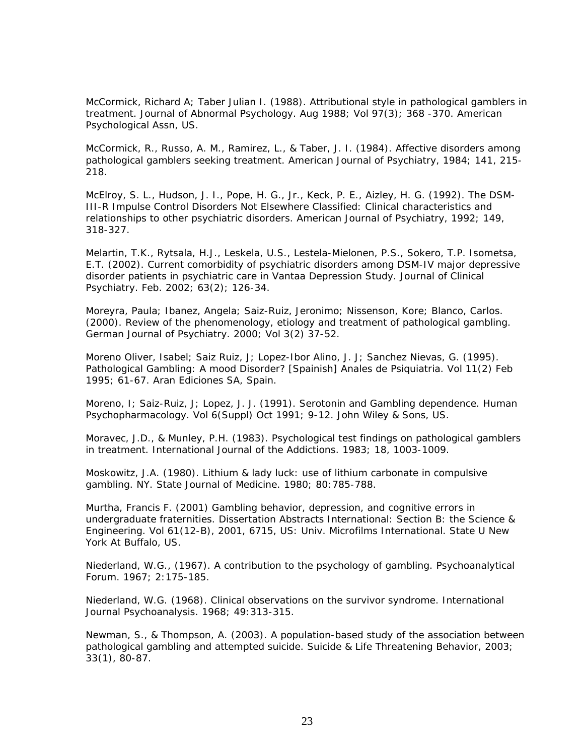McCormick, Richard A; Taber Julian I. (1988). Attributional style in pathological gamblers in treatment. Journal of Abnormal Psychology. Aug 1988; Vol 97(3); 368 -370. American Psychological Assn, US.

McCormick, R., Russo, A. M., Ramirez, L., & Taber, J. I. (1984). Affective disorders among pathological gamblers seeking treatment. American Journal of Psychiatry, 1984; 141, 215-218.

McElroy, S. L., Hudson, J. I., Pope, H. G., Jr., Keck, P. E., Aizley, H. G. (1992). The DSM-III-R Impulse Control Disorders Not Elsewhere Classified: Clinical characteristics and relationships to other psychiatric disorders. American Journal of Psychiatry, 1992; 149, 318-327.

Melartin, T.K., Rytsala, H.J., Leskela, U.S., Lestela-Mielonen, P.S., Sokero, T.P. Isometsa, E.T. (2002). Current comorbidity of psychiatric disorders among DSM-IV major depressive disorder patients in psychiatric care in Vantaa Depression Study. Journal of Clinical Psychiatry. Feb. 2002; 63(2); 126-34.

Moreyra, Paula; Ibanez, Angela; Saiz-Ruiz, Jeronimo; Nissenson, Kore; Blanco, Carlos. (2000). Review of the phenomenology, etiology and treatment of pathological gambling. German Journal of Psychiatry. 2000; Vol 3(2) 37-52.

Moreno Oliver, Isabel; Saiz Ruiz, J; Lopez-Ibor Alino, J. J; Sanchez Nievas, G. (1995). Pathological Gambling: A mood Disorder? [Spainish] Anales de Psiquiatria. Vol 11(2) Feb 1995; 61-67. Aran Ediciones SA, Spain.

Moreno, I; Saiz-Ruiz, J; Lopez, J. J. (1991). Serotonin and Gambling dependence. Human Psychopharmacology. Vol 6(Suppl) Oct 1991; 9-12. John Wiley & Sons, US.

Moravec, J.D., & Munley, P.H. (1983). Psychological test findings on pathological gamblers in treatment. International Journal of the Addictions. 1983; 18, 1003-1009.

Moskowitz, J.A. (1980). Lithium & lady luck: use of lithium carbonate in compulsive gambling. NY. State Journal of Medicine. 1980; 80:785-788.

Murtha, Francis F. (2001) Gambling behavior, depression, and cognitive errors in undergraduate fraternities. Dissertation Abstracts International: Section B: the Science & Engineering. Vol 61(12-B), 2001, 6715, US: Univ. Microfilms International. State U New York At Buffalo, US.

Niederland, W.G., (1967). A contribution to the psychology of gambling. Psychoanalytical Forum. 1967; 2:175-185.

Niederland, W.G. (1968). Clinical observations on the survivor syndrome. International Journal Psychoanalysis. 1968; 49:313-315.

Newman, S., & Thompson, A. (2003). A population-based study of the association between pathological gambling and attempted suicide. Suicide & Life Threatening Behavior, 2003; 33(1), 80-87.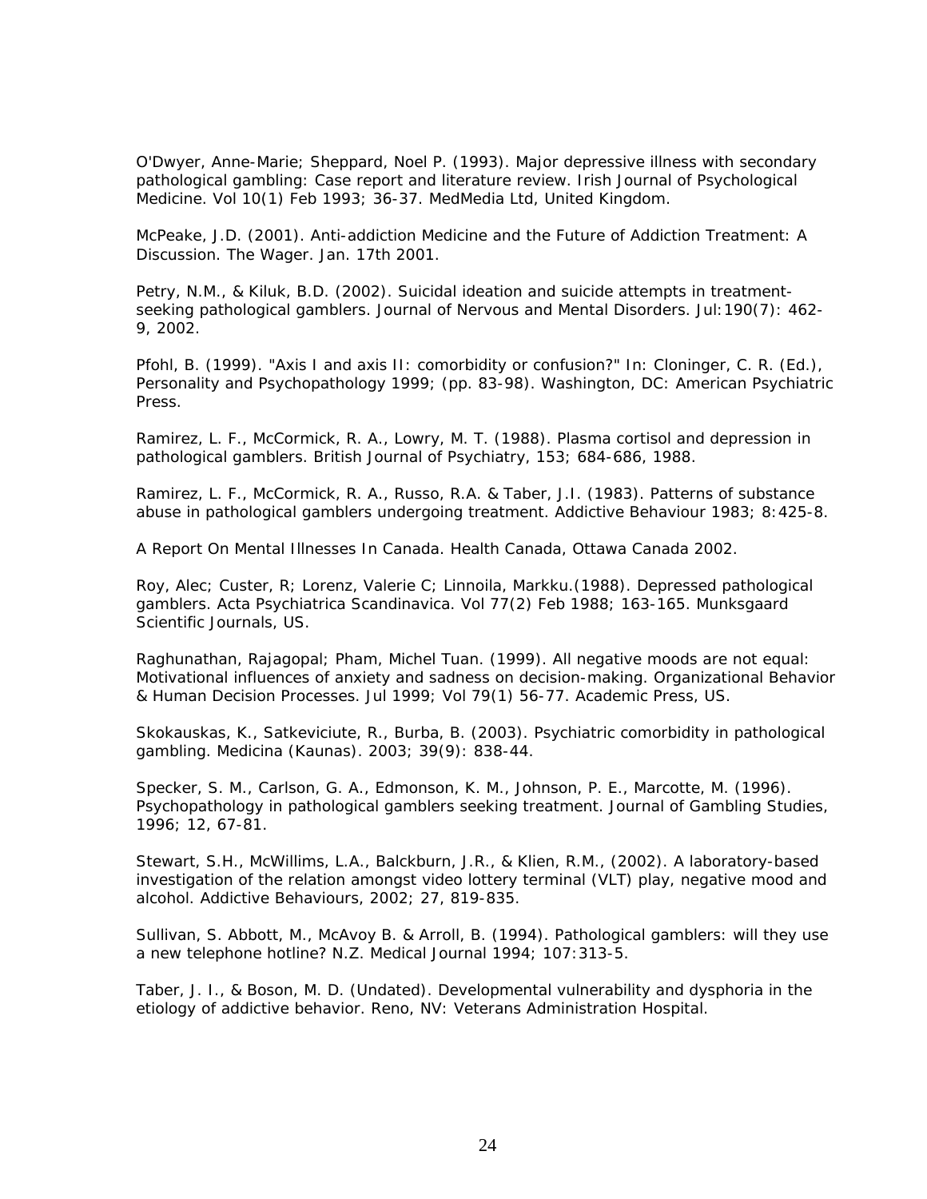O'Dwyer, Anne-Marie; Sheppard, Noel P. (1993). Major depressive illness with secondary pathological gambling: Case report and literature review. Irish Journal of Psychological Medicine. Vol 10(1) Feb 1993; 36-37. MedMedia Ltd, United Kingdom.

McPeake, J.D. (2001). Anti-addiction Medicine and the Future of Addiction Treatment: A Discussion. The Wager. Jan. 17th 2001.

Petry, N.M., & Kiluk, B.D. (2002). Suicidal ideation and suicide attempts in treatment-seeking pathological gamblers. Journal of Nervous and Mental Disorders. Jul:190(7): 462-9, 2002.

Pfohl, B. (1999). "Axis I and axis II: comorbidity or confusion?" In: Cloninger, C. R. (Ed.), Personality and Psychopathology 1999; (pp. 83-98). Washington, DC: American Psychiatric Press.

Ramirez, L. F., McCormick, R. A., Lowry, M. T. (1988). Plasma cortisol and depression in pathological gamblers. British Journal of Psychiatry, 153; 684-686, 1988.

Ramirez, L. F., McCormick, R. A., Russo, R.A. & Taber, J.I. (1983). Patterns of substance abuse in pathological gamblers undergoing treatment. Addictive Behaviour 1983; 8:425-8.

A Report On Mental Illnesses In Canada. Health Canada, Ottawa Canada 2002.

Roy, Alec; Custer, R; Lorenz, Valerie C; Linnoila, Markku.(1988). Depressed pathological gamblers. Acta Psychiatrica Scandinavica. Vol 77(2) Feb 1988; 163-165. Munksgaard Scientific Journals, US.

Raghunathan, Rajagopal; Pham, Michel Tuan. (1999). All negative moods are not equal: Motivational influences of anxiety and sadness on decision-making. Organizational Behavior & Human Decision Processes. Jul 1999; Vol 79(1) 56-77. Academic Press, US.

Skokauskas, K., Satkeviciute, R., Burba, B. (2003). Psychiatric comorbidity in pathological gambling. Medicina (Kaunas). 2003; 39(9): 838-44.

Specker, S. M., Carlson, G. A., Edmonson, K. M., Johnson, P. E., Marcotte, M. (1996). Psychopathology in pathological gamblers seeking treatment. Journal of Gambling Studies, 1996; 12, 67-81.

Stewart, S.H., McWillims, L.A., Balckburn, J.R., & Klien, R.M., (2002). A laboratory-based investigation of the relation amongst video lottery terminal (VLT) play, negative mood and alcohol. Addictive Behaviours, 2002; 27, 819-835.

Sullivan, S. Abbott, M., McAvoy B. & Arroll, B. (1994). Pathological gamblers: will they use a new telephone hotline? N.Z. Medical Journal 1994; 107:313-5.

Taber, J. I., & Boson, M. D. (Undated). Developmental vulnerability and dysphoria in the etiology of addictive behavior. Reno, NV: Veterans Administration Hospital.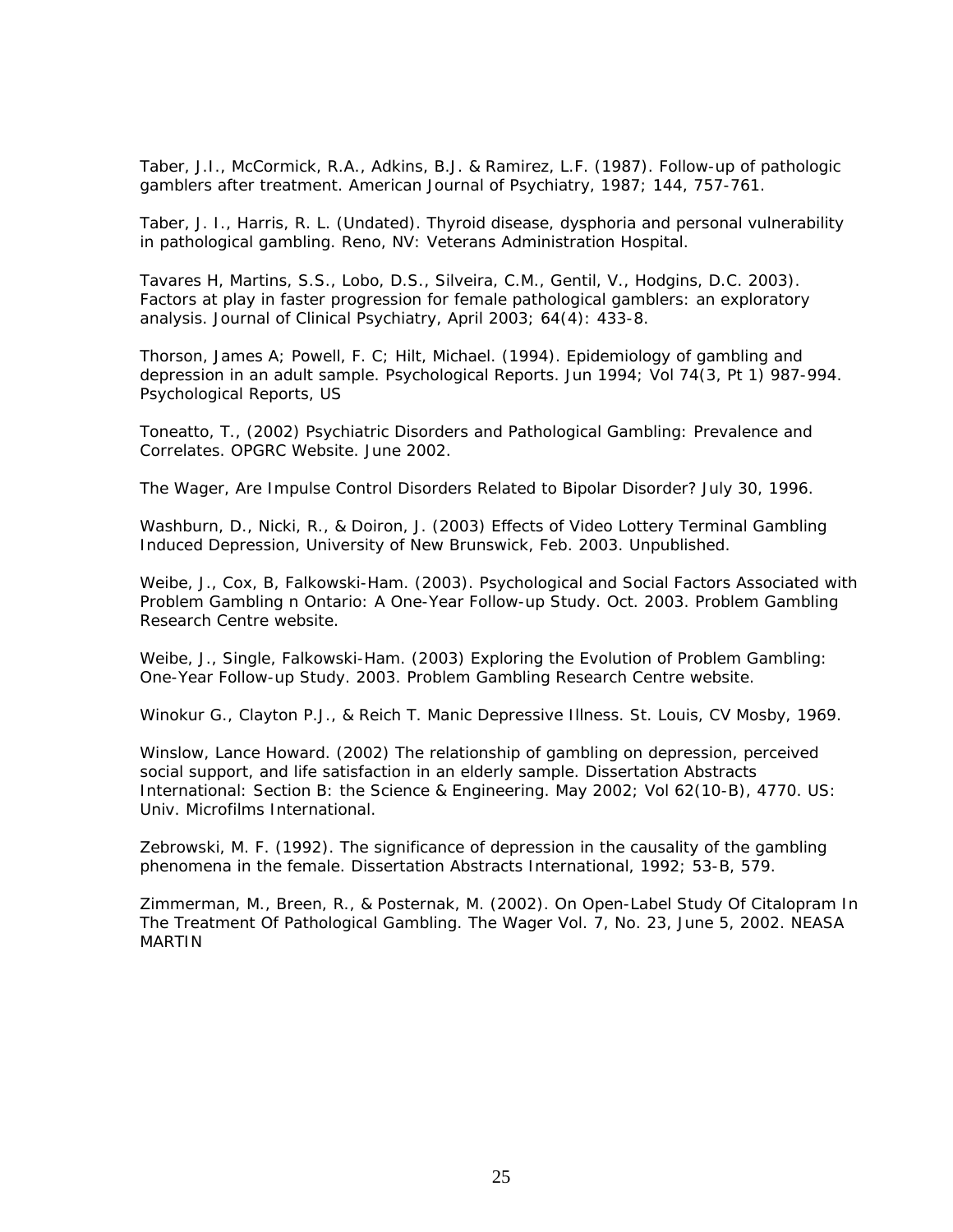Taber, J.I., McCormick, R.A., Adkins, B.J. & Ramirez, L.F. (1987). Follow-up of pathologic gamblers after treatment. American Journal of Psychiatry, 1987; 144, 757-761.

Taber, J. I., Harris, R. L. (Undated). Thyroid disease, dysphoria and personal vulnerability in pathological gambling. Reno, NV: Veterans Administration Hospital.

Tavares H, Martins, S.S., Lobo, D.S., Silveira, C.M., Gentil, V., Hodgins, D.C. 2003). Factors at play in faster progression for female pathological gamblers: an exploratory analysis. Journal of Clinical Psychiatry, April 2003; 64(4): 433-8.

Thorson, James A; Powell, F. C; Hilt, Michael. (1994). Epidemiology of gambling and depression in an adult sample. Psychological Reports. Jun 1994; Vol 74(3, Pt 1) 987-994. Psychological Reports, US

Toneatto, T., (2002) Psychiatric Disorders and Pathological Gambling: Prevalence and Correlates. OPGRC Website. June 2002.

The Wager, Are Impulse Control Disorders Related to Bipolar Disorder? July 30, 1996.

Washburn, D., Nicki, R., & Doiron, J. (2003) Effects of Video Lottery Terminal Gambling Induced Depression, University of New Brunswick, Feb. 2003. Unpublished.

Weibe, J., Cox, B, Falkowski-Ham. (2003). Psychological and Social Factors Associated with Problem Gambling n Ontario: A One-Year Follow-up Study. Oct. 2003. Problem Gambling Research Centre website.

Weibe, J., Single, Falkowski-Ham. (2003) Exploring the Evolution of Problem Gambling: One-Year Follow-up Study. 2003. Problem Gambling Research Centre website.

Winokur G., Clayton P.J., & Reich T. Manic Depressive Illness. St. Louis, CV Mosby, 1969.

Winslow, Lance Howard. (2002) The relationship of gambling on depression, perceived social support, and life satisfaction in an elderly sample. Dissertation Abstracts International: Section B: the Science & Engineering. May 2002; Vol 62(10-B), 4770. US: Univ. Microfilms International.

Zebrowski, M. F. (1992). The significance of depression in the causality of the gambling phenomena in the female. Dissertation Abstracts International, 1992; 53-B, 579.

Zimmerman, M., Breen, R., & Posternak, M. (2002). On Open-Label Study Of Citalopram In The Treatment Of Pathological Gambling. The Wager Vol. 7, No. 23, June 5, 2002. NEASA MARTIN